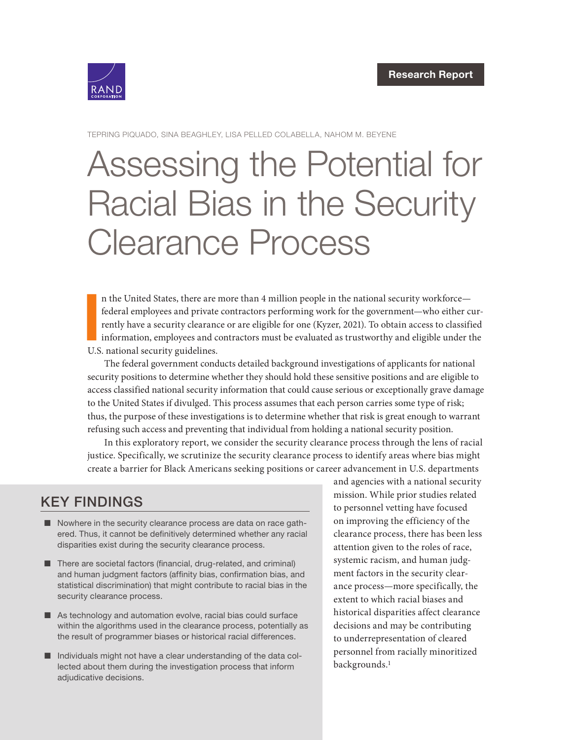Research Report

TEPRING PIQUADO, SINA BEAGHLEY, LISA PELLED COLABELLA, NAHOM M. BEYENE

# Assessing the Potential for Racial Bias in the Security Clearance Process

In the United States, there are more than 4 million people in the national security workforce—federal employees and private contractors performing work for the government—who either currently have a security clearance or are eligible for one (Kyzer, 2021). To obtain access to classified information, employees and contractors must be evaluated as trustworthy and eligible under the U.S. national security guidelines.

The federal government conducts detailed background investigations of applicants for national security positions to determine whether they should hold these sensitive positions and are eligible to access classified national security information that could cause serious or exceptionally grave damage to the United States if divulged. This process assumes that each person carries some type of risk; thus, the purpose of these investigations is to determine whether that risk is great enough to warrant refusing such access and preventing that individual from holding a national security position.

In this exploratory report, we consider the security clearance process through the lens of racial justice. Specifically, we scrutinize the security clearance process to identify areas where bias might create a barrier for Black Americans seeking positions or career advancement in U.S. departments and agencies with a national security mission. While prior studies related to personnel vetting have focused on improving the efficiency of the clearance process, there has been less attention given to the roles of race, systemic racism, and human judgment factors in the security clearance process—more specifically, the extent to which racial biases and historical disparities affect clearance decisions and may be contributing to underrepresentation of cleared personnel from racially minoritized backgrounds.[1]

## KEY FINDINGS

- Nowhere in the security clearance process are data on race gathered. Thus, it cannot be definitively determined whether any racial disparities exist during the security clearance process.
- There are societal factors (financial, drug-related, and criminal) and human judgment factors (affinity bias, confirmation bias, and statistical discrimination) that might contribute to racial bias in the security clearance process.
- As technology and automation evolve, racial bias could surface within the algorithms used in the clearance process, potentially as the result of programmer biases or historical racial differences.
- Individuals might not have a clear understanding of the data collected about them during the investigation process that inform adjudicative decisions.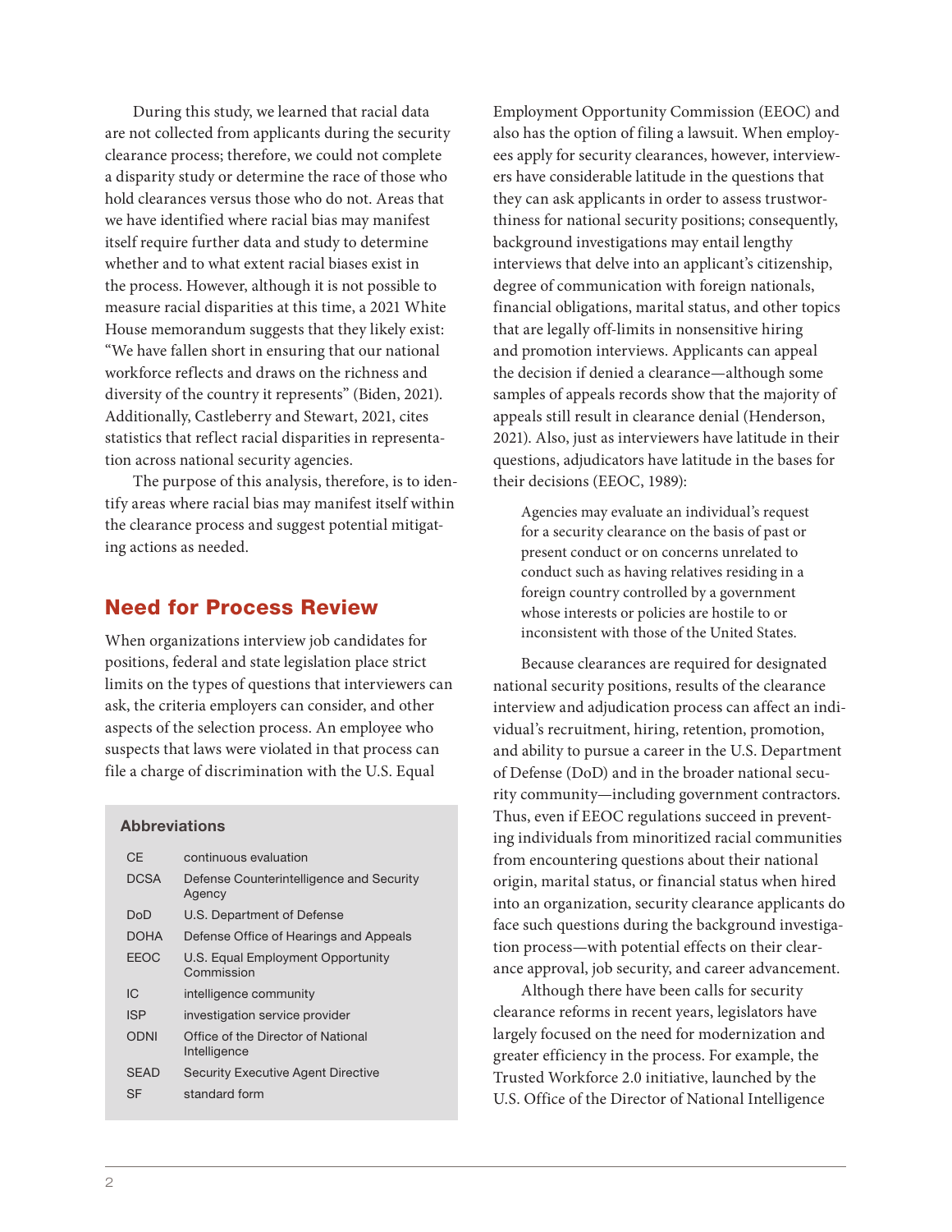During this study, we learned that racial data are not collected from applicants during the security clearance process; therefore, we could not complete a disparity study or determine the race of those who hold clearances versus those who do not. Areas that we have identified where racial bias may manifest itself require further data and study to determine whether and to what extent racial biases exist in the process. However, although it is not possible to measure racial disparities at this time, a 2021 White House memorandum suggests that they likely exist: "We have fallen short in ensuring that our national workforce reflects and draws on the richness and diversity of the country it represents" (Biden, 2021). Additionally, Castleberry and Stewart, 2021, cites statistics that reflect racial disparities in representation across national security agencies.

The purpose of this analysis, therefore, is to identify areas where racial bias may manifest itself within the clearance process and suggest potential mitigating actions as needed.

## Need for Process Review

When organizations interview job candidates for positions, federal and state legislation place strict limits on the types of questions that interviewers can ask, the criteria employers can consider, and other aspects of the selection process. An employee who suspects that laws were violated in that process can file a charge of discrimination with the U.S. Equal Employment Opportunity Commission (EEOC) and also has the option of filing a lawsuit. When employees apply for security clearances, however, interviewers have considerable latitude in the questions that they can ask applicants in order to assess trustworthiness for national security positions; consequently, background investigations may entail lengthy interviews that delve into an applicant's citizenship, degree of communication with foreign nationals, financial obligations, marital status, and other topics that are legally off-limits in nonsensitive hiring and promotion interviews. Applicants can appeal the decision if denied a clearance—although some samples of appeals records show that the majority of appeals still result in clearance denial (Henderson, 2021). Also, just as interviewers have latitude in their questions, adjudicators have latitude in the bases for their decisions (EEOC, 1989):

> Agencies may evaluate an individual's request for a security clearance on the basis of past or present conduct or on concerns unrelated to conduct such as having relatives residing in a foreign country controlled by a government whose interests or policies are hostile to or inconsistent with those of the United States.

Because clearances are required for designated national security positions, results of the clearance interview and adjudication process can affect an individual's recruitment, hiring, retention, promotion, and ability to pursue a career in the U.S. Department of Defense (DoD) and in the broader national security community—including government contractors. Thus, even if EEOC regulations succeed in preventing individuals from minoritized racial communities from encountering questions about their national origin, marital status, or financial status when hired into an organization, security clearance applicants do face such questions during the background investigation process—with potential effects on their clearance approval, job security, and career advancement.

Although there have been calls for security clearance reforms in recent years, legislators have largely focused on the need for modernization and greater efficiency in the process. For example, the Trusted Workforce 2.0 initiative, launched by the U.S. Office of the Director of National Intelligence

**Abbreviations**

| | |
|---|---|
| CE | continuous evaluation |
| DCSA | Defense Counterintelligence and Security Agency |
| DoD | U.S. Department of Defense |
| DOHA | Defense Office of Hearings and Appeals |
| EEOC | U.S. Equal Employment Opportunity Commission |
| IC | intelligence community |
| ISP | investigation service provider |
| ODNI | Office of the Director of National Intelligence |
| SEAD | Security Executive Agent Directive |
| SF | standard form |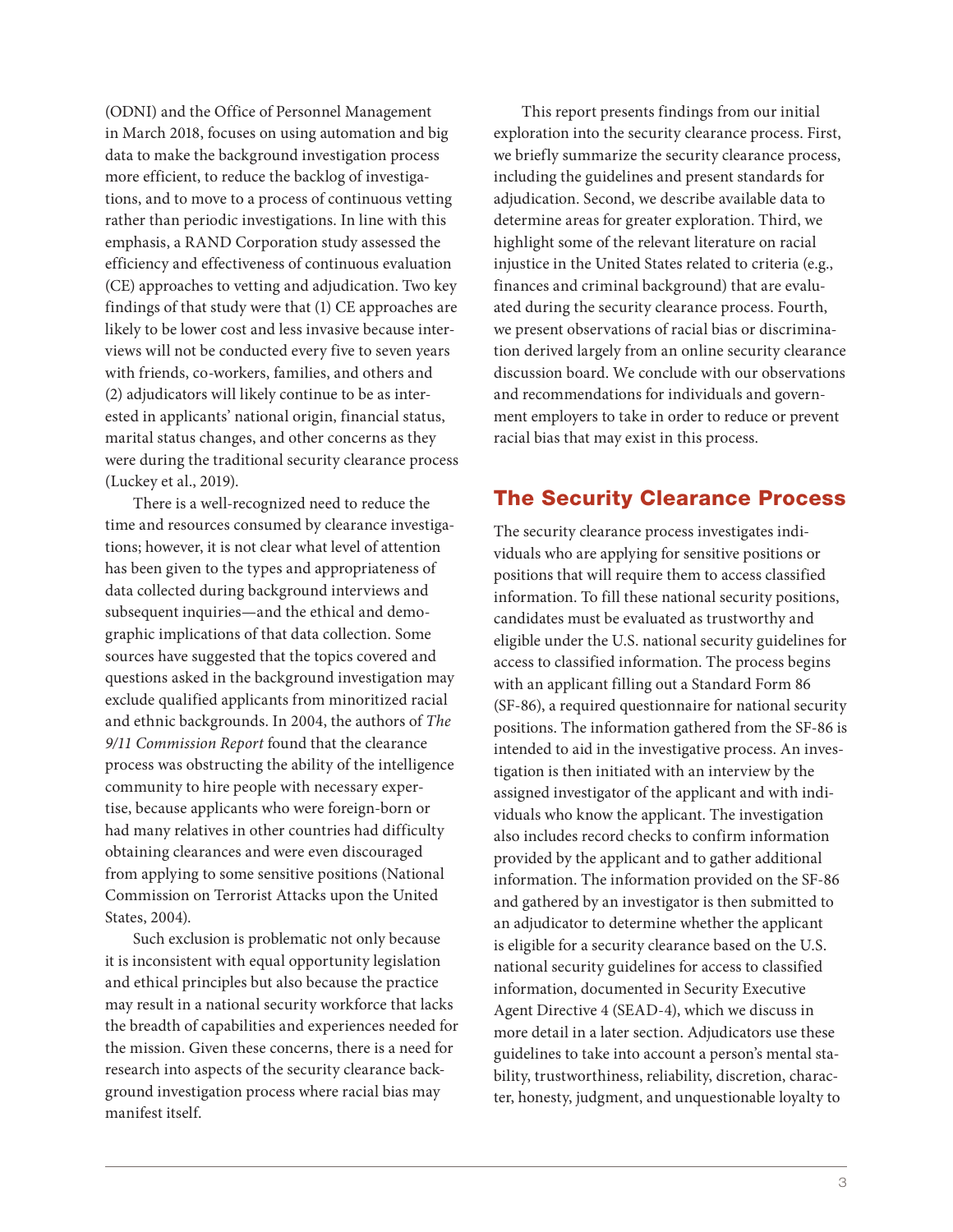(ODNI) and the Office of Personnel Management in March 2018, focuses on using automation and big data to make the background investigation process more efficient, to reduce the backlog of investigations, and to move to a process of continuous vetting rather than periodic investigations. In line with this emphasis, a RAND Corporation study assessed the efficiency and effectiveness of continuous evaluation (CE) approaches to vetting and adjudication. Two key findings of that study were that (1) CE approaches are likely to be lower cost and less invasive because interviews will not be conducted every five to seven years with friends, co-workers, families, and others and (2) adjudicators will likely continue to be as interested in applicants' national origin, financial status, marital status changes, and other concerns as they were during the traditional security clearance process (Luckey et al., 2019).

There is a well-recognized need to reduce the time and resources consumed by clearance investigations; however, it is not clear what level of attention has been given to the types and appropriateness of data collected during background interviews and subsequent inquiries—and the ethical and demographic implications of that data collection. Some sources have suggested that the topics covered and questions asked in the background investigation may exclude qualified applicants from minoritized racial and ethnic backgrounds. In 2004, the authors of *The 9/11 Commission Report* found that the clearance process was obstructing the ability of the intelligence community to hire people with necessary expertise, because applicants who were foreign-born or had many relatives in other countries had difficulty obtaining clearances and were even discouraged from applying to some sensitive positions (National Commission on Terrorist Attacks upon the United States, 2004).

Such exclusion is problematic not only because it is inconsistent with equal opportunity legislation and ethical principles but also because the practice may result in a national security workforce that lacks the breadth of capabilities and experiences needed for the mission. Given these concerns, there is a need for research into aspects of the security clearance background investigation process where racial bias may manifest itself.

This report presents findings from our initial exploration into the security clearance process. First, we briefly summarize the security clearance process, including the guidelines and present standards for adjudication. Second, we describe available data to determine areas for greater exploration. Third, we highlight some of the relevant literature on racial injustice in the United States related to criteria (e.g., finances and criminal background) that are evaluated during the security clearance process. Fourth, we present observations of racial bias or discrimination derived largely from an online security clearance discussion board. We conclude with our observations and recommendations for individuals and government employers to take in order to reduce or prevent racial bias that may exist in this process.

## The Security Clearance Process

The security clearance process investigates individuals who are applying for sensitive positions or positions that will require them to access classified information. To fill these national security positions, candidates must be evaluated as trustworthy and eligible under the U.S. national security guidelines for access to classified information. The process begins with an applicant filling out a Standard Form 86 (SF-86), a required questionnaire for national security positions. The information gathered from the SF-86 is intended to aid in the investigative process. An investigation is then initiated with an interview by the assigned investigator of the applicant and with individuals who know the applicant. The investigation also includes record checks to confirm information provided by the applicant and to gather additional information. The information provided on the SF-86 and gathered by an investigator is then submitted to an adjudicator to determine whether the applicant is eligible for a security clearance based on the U.S. national security guidelines for access to classified information, documented in Security Executive Agent Directive 4 (SEAD-4), which we discuss in more detail in a later section. Adjudicators use these guidelines to take into account a person's mental stability, trustworthiness, reliability, discretion, character, honesty, judgment, and unquestionable loyalty to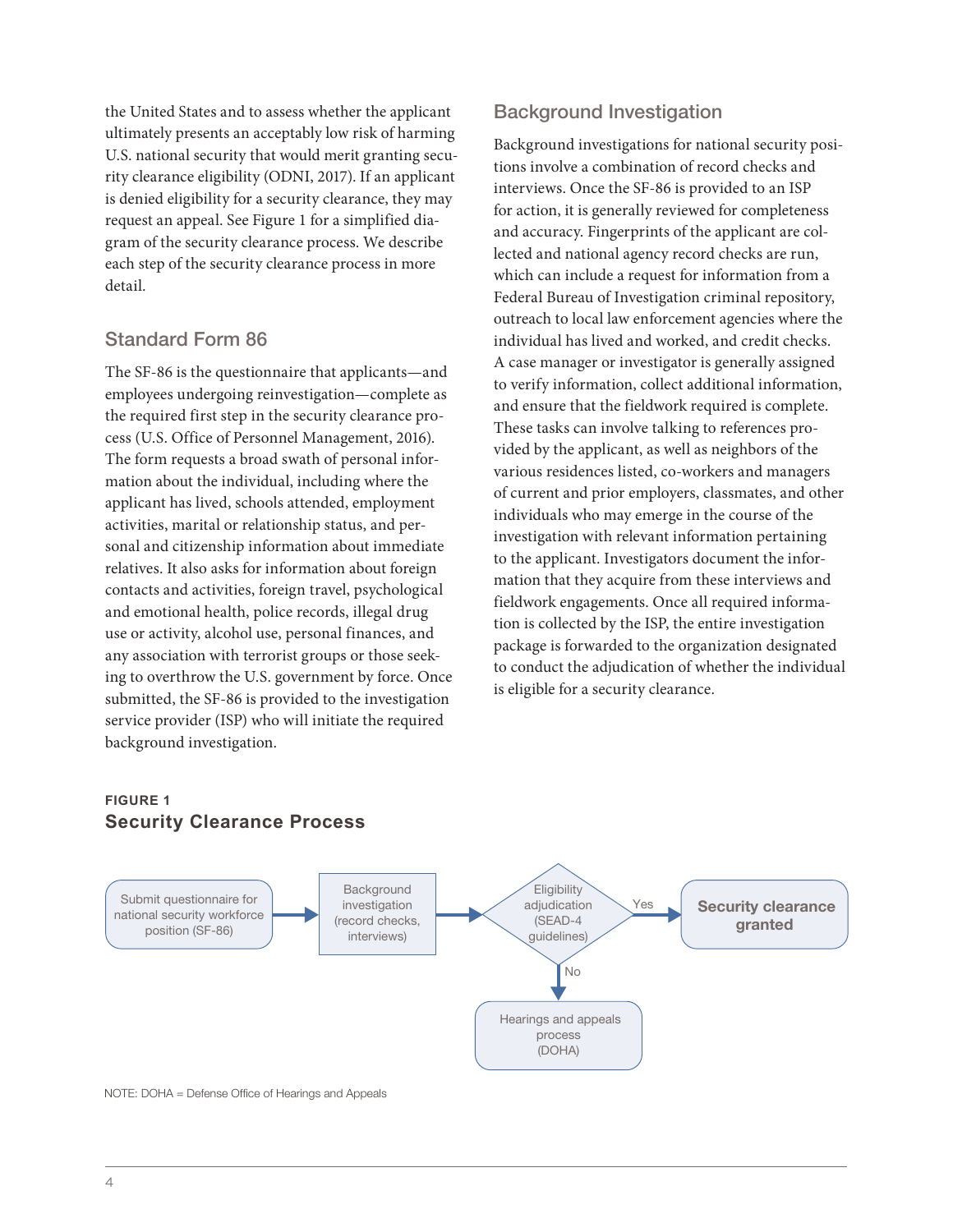the United States and to assess whether the applicant ultimately presents an acceptably low risk of harming U.S. national security that would merit granting security clearance eligibility (ODNI, 2017). If an applicant is denied eligibility for a security clearance, they may request an appeal. See Figure 1 for a simplified diagram of the security clearance process. We describe each step of the security clearance process in more detail.

## Standard Form 86

The SF-86 is the questionnaire that applicants—and employees undergoing reinvestigation—complete as the required first step in the security clearance process (U.S. Office of Personnel Management, 2016). The form requests a broad swath of personal information about the individual, including where the applicant has lived, schools attended, employment activities, marital or relationship status, and personal and citizenship information about immediate relatives. It also asks for information about foreign contacts and activities, foreign travel, psychological and emotional health, police records, illegal drug use or activity, alcohol use, personal finances, and any association with terrorist groups or those seeking to overthrow the U.S. government by force. Once submitted, the SF-86 is provided to the investigation service provider (ISP) who will initiate the required background investigation.

## Background Investigation

Background investigations for national security positions involve a combination of record checks and interviews. Once the SF-86 is provided to an ISP for action, it is generally reviewed for completeness and accuracy. Fingerprints of the applicant are collected and national agency record checks are run, which can include a request for information from a Federal Bureau of Investigation criminal repository, outreach to local law enforcement agencies where the individual has lived and worked, and credit checks. A case manager or investigator is generally assigned to verify information, collect additional information, and ensure that the fieldwork required is complete. These tasks can involve talking to references provided by the applicant, as well as neighbors of the various residences listed, co-workers and managers of current and prior employers, classmates, and other individuals who may emerge in the course of the investigation with relevant information pertaining to the applicant. Investigators document the information that they acquire from these interviews and fieldwork engagements. Once all required information is collected by the ISP, the entire investigation package is forwarded to the organization designated to conduct the adjudication of whether the individual is eligible for a security clearance.

**FIGURE 1**
**Security Clearance Process**

Submit questionnaire for national security workforce position (SF-86) → Background investigation (record checks, interviews) → Eligibility adjudication (SEAD-4 guidelines) → Yes: **Security clearance granted** / No: Hearings and appeals process (DOHA)

NOTE: DOHA = Defense Office of Hearings and Appeals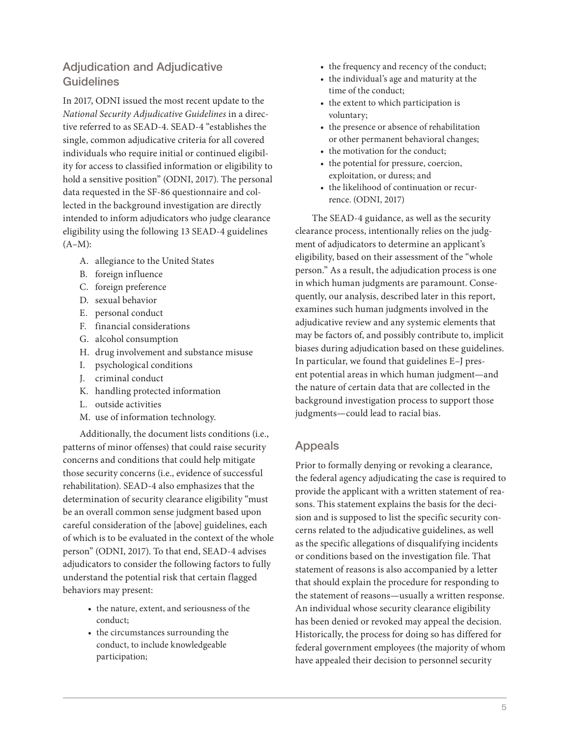## Adjudication and Adjudicative Guidelines

In 2017, ODNI issued the most recent update to the *National Security Adjudicative Guidelines* in a directive referred to as SEAD-4. SEAD-4 "establishes the single, common adjudicative criteria for all covered individuals who require initial or continued eligibility for access to classified information or eligibility to hold a sensitive position" (ODNI, 2017). The personal data requested in the SF-86 questionnaire and collected in the background investigation are directly intended to inform adjudicators who judge clearance eligibility using the following 13 SEAD-4 guidelines (A–M):

A. allegiance to the United States
B. foreign influence
C. foreign preference
D. sexual behavior
E. personal conduct
F. financial considerations
G. alcohol consumption
H. drug involvement and substance misuse
I. psychological conditions
J. criminal conduct
K. handling protected information
L. outside activities
M. use of information technology.

Additionally, the document lists conditions (i.e., patterns of minor offenses) that could raise security concerns and conditions that could help mitigate those security concerns (i.e., evidence of successful rehabilitation). SEAD-4 also emphasizes that the determination of security clearance eligibility "must be an overall common sense judgment based upon careful consideration of the [above] guidelines, each of which is to be evaluated in the context of the whole person" (ODNI, 2017). To that end, SEAD-4 advises adjudicators to consider the following factors to fully understand the potential risk that certain flagged behaviors may present:

- the nature, extent, and seriousness of the conduct;
- the circumstances surrounding the conduct, to include knowledgeable participation;
- the frequency and recency of the conduct;
- the individual's age and maturity at the time of the conduct;
- the extent to which participation is voluntary;
- the presence or absence of rehabilitation or other permanent behavioral changes;
- the motivation for the conduct;
- the potential for pressure, coercion, exploitation, or duress; and
- the likelihood of continuation or recurrence. (ODNI, 2017)

The SEAD-4 guidance, as well as the security clearance process, intentionally relies on the judgment of adjudicators to determine an applicant's eligibility, based on their assessment of the "whole person." As a result, the adjudication process is one in which human judgments are paramount. Consequently, our analysis, described later in this report, examines such human judgments involved in the adjudicative review and any systemic elements that may be factors of, and possibly contribute to, implicit biases during adjudication based on these guidelines. In particular, we found that guidelines E–J present potential areas in which human judgment—and the nature of certain data that are collected in the background investigation process to support those judgments—could lead to racial bias.

## Appeals

Prior to formally denying or revoking a clearance, the federal agency adjudicating the case is required to provide the applicant with a written statement of reasons. This statement explains the basis for the decision and is supposed to list the specific security concerns related to the adjudicative guidelines, as well as the specific allegations of disqualifying incidents or conditions based on the investigation file. That statement of reasons is also accompanied by a letter that should explain the procedure for responding to the statement of reasons—usually a written response. An individual whose security clearance eligibility has been denied or revoked may appeal the decision. Historically, the process for doing so has differed for federal government employees (the majority of whom have appealed their decision to personnel security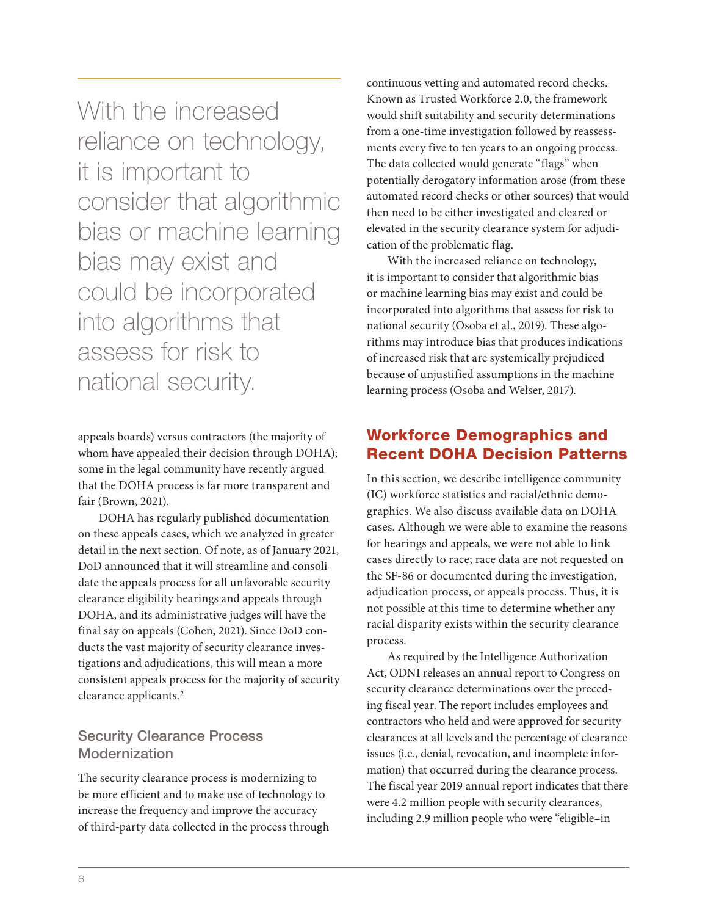> With the increased reliance on technology, it is important to consider that algorithmic bias or machine learning bias may exist and could be incorporated into algorithms that assess for risk to national security.

appeals boards) versus contractors (the majority of whom have appealed their decision through DOHA); some in the legal community have recently argued that the DOHA process is far more transparent and fair (Brown, 2021).

DOHA has regularly published documentation on these appeals cases, which we analyzed in greater detail in the next section. Of note, as of January 2021, DoD announced that it will streamline and consolidate the appeals process for all unfavorable security clearance eligibility hearings and appeals through DOHA, and its administrative judges will have the final say on appeals (Cohen, 2021). Since DoD conducts the vast majority of security clearance investigations and adjudications, this will mean a more consistent appeals process for the majority of security clearance applicants.[2]

### Security Clearance Process Modernization

The security clearance process is modernizing to be more efficient and to make use of technology to increase the frequency and improve the accuracy of third-party data collected in the process through continuous vetting and automated record checks. Known as Trusted Workforce 2.0, the framework would shift suitability and security determinations from a one-time investigation followed by reassessments every five to ten years to an ongoing process. The data collected would generate "flags" when potentially derogatory information arose (from these automated record checks or other sources) that would then need to be either investigated and cleared or elevated in the security clearance system for adjudication of the problematic flag.

With the increased reliance on technology, it is important to consider that algorithmic bias or machine learning bias may exist and could be incorporated into algorithms that assess for risk to national security (Osoba et al., 2019). These algorithms may introduce bias that produces indications of increased risk that are systemically prejudiced because of unjustified assumptions in the machine learning process (Osoba and Welser, 2017).

## Workforce Demographics and Recent DOHA Decision Patterns

In this section, we describe intelligence community (IC) workforce statistics and racial/ethnic demographics. We also discuss available data on DOHA cases. Although we were able to examine the reasons for hearings and appeals, we were not able to link cases directly to race; race data are not requested on the SF-86 or documented during the investigation, adjudication process, or appeals process. Thus, it is not possible at this time to determine whether any racial disparity exists within the security clearance process.

As required by the Intelligence Authorization Act, ODNI releases an annual report to Congress on security clearance determinations over the preceding fiscal year. The report includes employees and contractors who held and were approved for security clearances at all levels and the percentage of clearance issues (i.e., denial, revocation, and incomplete information) that occurred during the clearance process. The fiscal year 2019 annual report indicates that there were 4.2 million people with security clearances, including 2.9 million people who were "eligible–in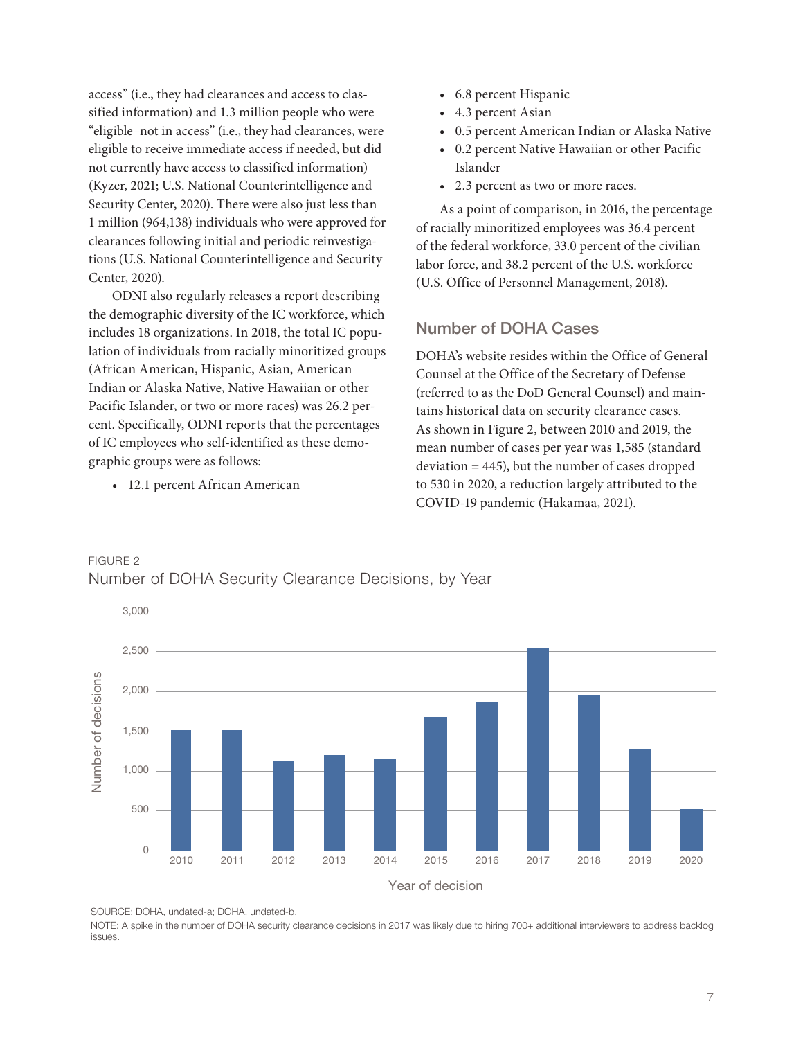access" (i.e., they had clearances and access to classified information) and 1.3 million people who were "eligible–not in access" (i.e., they had clearances, were eligible to receive immediate access if needed, but did not currently have access to classified information) (Kyzer, 2021; U.S. National Counterintelligence and Security Center, 2020). There were also just less than 1 million (964,138) individuals who were approved for clearances following initial and periodic reinvestigations (U.S. National Counterintelligence and Security Center, 2020).

ODNI also regularly releases a report describing the demographic diversity of the IC workforce, which includes 18 organizations. In 2018, the total IC population of individuals from racially minoritized groups (African American, Hispanic, Asian, American Indian or Alaska Native, Native Hawaiian or other Pacific Islander, or two or more races) was 26.2 percent. Specifically, ODNI reports that the percentages of IC employees who self-identified as these demographic groups were as follows:

- 12.1 percent African American
- 6.8 percent Hispanic
- 4.3 percent Asian
- 0.5 percent American Indian or Alaska Native
- 0.2 percent Native Hawaiian or other Pacific Islander
- 2.3 percent as two or more races.

As a point of comparison, in 2016, the percentage of racially minoritized employees was 36.4 percent of the federal workforce, 33.0 percent of the civilian labor force, and 38.2 percent of the U.S. workforce (U.S. Office of Personnel Management, 2018).

## Number of DOHA Cases

DOHA's website resides within the Office of General Counsel at the Office of the Secretary of Defense (referred to as the DoD General Counsel) and maintains historical data on security clearance cases. As shown in Figure 2, between 2010 and 2019, the mean number of cases per year was 1,585 (standard deviation = 445), but the number of cases dropped to 530 in 2020, a reduction largely attributed to the COVID-19 pandemic (Hakamaa, 2021).

FIGURE 2

Number of DOHA Security Clearance Decisions, by Year

SOURCE: DOHA, undated-a; DOHA, undated-b.

NOTE: A spike in the number of DOHA security clearance decisions in 2017 was likely due to hiring 700+ additional interviewers to address backlog issues.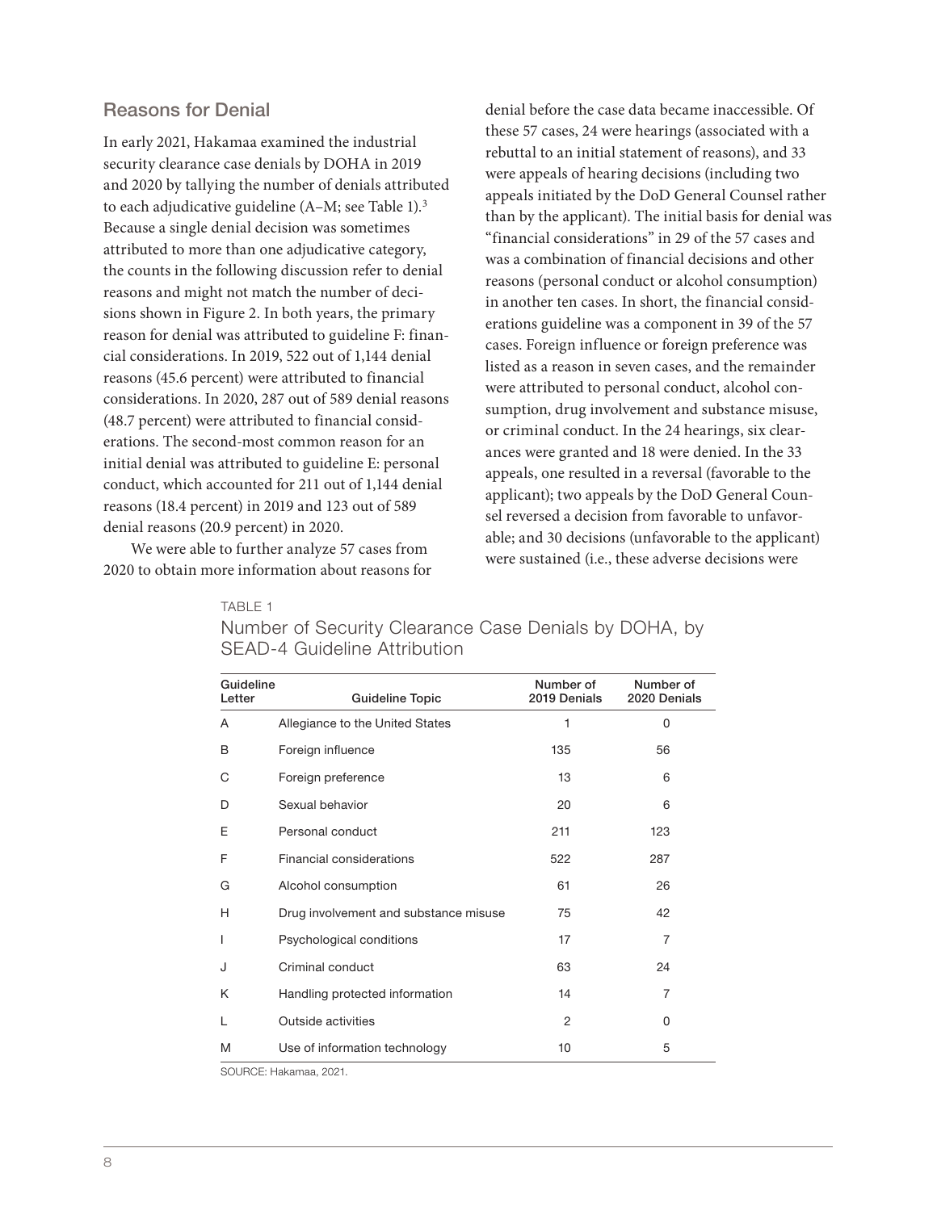## Reasons for Denial

In early 2021, Hakamaa examined the industrial security clearance case denials by DOHA in 2019 and 2020 by tallying the number of denials attributed to each adjudicative guideline (A–M; see Table 1).[3] Because a single denial decision was sometimes attributed to more than one adjudicative category, the counts in the following discussion refer to denial reasons and might not match the number of decisions shown in Figure 2. In both years, the primary reason for denial was attributed to guideline F: financial considerations. In 2019, 522 out of 1,144 denial reasons (45.6 percent) were attributed to financial considerations. In 2020, 287 out of 589 denial reasons (48.7 percent) were attributed to financial considerations. The second-most common reason for an initial denial was attributed to guideline E: personal conduct, which accounted for 211 out of 1,144 denial reasons (18.4 percent) in 2019 and 123 out of 589 denial reasons (20.9 percent) in 2020.

We were able to further analyze 57 cases from 2020 to obtain more information about reasons for denial before the case data became inaccessible. Of these 57 cases, 24 were hearings (associated with a rebuttal to an initial statement of reasons), and 33 were appeals of hearing decisions (including two appeals initiated by the DoD General Counsel rather than by the applicant). The initial basis for denial was "financial considerations" in 29 of the 57 cases and was a combination of financial decisions and other reasons (personal conduct or alcohol consumption) in another ten cases. In short, the financial considerations guideline was a component in 39 of the 57 cases. Foreign influence or foreign preference was listed as a reason in seven cases, and the remainder were attributed to personal conduct, alcohol consumption, drug involvement and substance misuse, or criminal conduct. In the 24 hearings, six clearances were granted and 18 were denied. In the 33 appeals, one resulted in a reversal (favorable to the applicant); two appeals by the DoD General Counsel reversed a decision from favorable to unfavorable; and 30 decisions (unfavorable to the applicant) were sustained (i.e., these adverse decisions were

TABLE 1

Number of Security Clearance Case Denials by DOHA, by SEAD-4 Guideline Attribution

| Guideline Letter | Guideline Topic | Number of 2019 Denials | Number of 2020 Denials |
|---|---|---|---|
| A | Allegiance to the United States | 1 | 0 |
| B | Foreign influence | 135 | 56 |
| C | Foreign preference | 13 | 6 |
| D | Sexual behavior | 20 | 6 |
| E | Personal conduct | 211 | 123 |
| F | Financial considerations | 522 | 287 |
| G | Alcohol consumption | 61 | 26 |
| H | Drug involvement and substance misuse | 75 | 42 |
| I | Psychological conditions | 17 | 7 |
| J | Criminal conduct | 63 | 24 |
| K | Handling protected information | 14 | 7 |
| L | Outside activities | 2 | 0 |
| M | Use of information technology | 10 | 5 |

SOURCE: Hakamaa, 2021.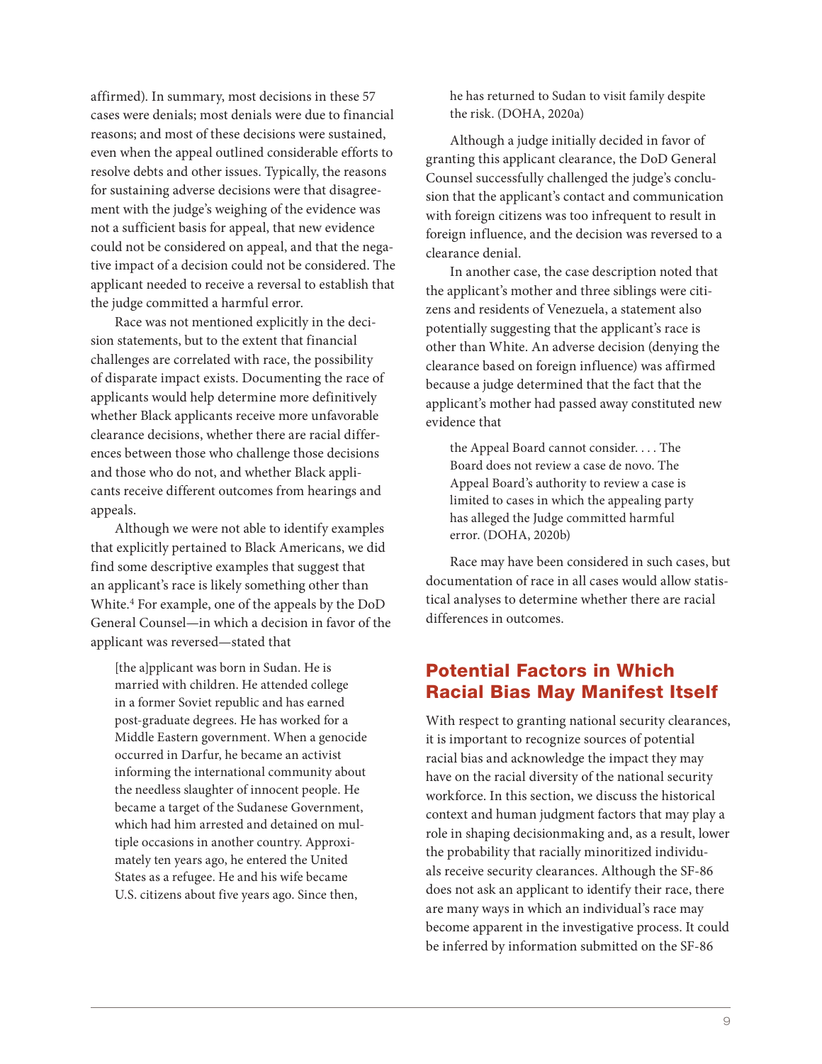affirmed). In summary, most decisions in these 57 cases were denials; most denials were due to financial reasons; and most of these decisions were sustained, even when the appeal outlined considerable efforts to resolve debts and other issues. Typically, the reasons for sustaining adverse decisions were that disagreement with the judge's weighing of the evidence was not a sufficient basis for appeal, that new evidence could not be considered on appeal, and that the negative impact of a decision could not be considered. The applicant needed to receive a reversal to establish that the judge committed a harmful error.

Race was not mentioned explicitly in the decision statements, but to the extent that financial challenges are correlated with race, the possibility of disparate impact exists. Documenting the race of applicants would help determine more definitively whether Black applicants receive more unfavorable clearance decisions, whether there are racial differences between those who challenge those decisions and those who do not, and whether Black applicants receive different outcomes from hearings and appeals.

Although we were not able to identify examples that explicitly pertained to Black Americans, we did find some descriptive examples that suggest that an applicant's race is likely something other than White.[4] For example, one of the appeals by the DoD General Counsel—in which a decision in favor of the applicant was reversed—stated that

> [the a]pplicant was born in Sudan. He is married with children. He attended college in a former Soviet republic and has earned post-graduate degrees. He has worked for a Middle Eastern government. When a genocide occurred in Darfur, he became an activist informing the international community about the needless slaughter of innocent people. He became a target of the Sudanese Government, which had him arrested and detained on multiple occasions in another country. Approximately ten years ago, he entered the United States as a refugee. He and his wife became U.S. citizens about five years ago. Since then, he has returned to Sudan to visit family despite the risk. (DOHA, 2020a)

Although a judge initially decided in favor of granting this applicant clearance, the DoD General Counsel successfully challenged the judge's conclusion that the applicant's contact and communication with foreign citizens was too infrequent to result in foreign influence, and the decision was reversed to a clearance denial.

In another case, the case description noted that the applicant's mother and three siblings were citizens and residents of Venezuela, a statement also potentially suggesting that the applicant's race is other than White. An adverse decision (denying the clearance based on foreign influence) was affirmed because a judge determined that the fact that the applicant's mother had passed away constituted new evidence that

> the Appeal Board cannot consider. . . . The Board does not review a case de novo. The Appeal Board's authority to review a case is limited to cases in which the appealing party has alleged the Judge committed harmful error. (DOHA, 2020b)

Race may have been considered in such cases, but documentation of race in all cases would allow statistical analyses to determine whether there are racial differences in outcomes.

## Potential Factors in Which Racial Bias May Manifest Itself

With respect to granting national security clearances, it is important to recognize sources of potential racial bias and acknowledge the impact they may have on the racial diversity of the national security workforce. In this section, we discuss the historical context and human judgment factors that may play a role in shaping decisionmaking and, as a result, lower the probability that racially minoritized individuals receive security clearances. Although the SF-86 does not ask an applicant to identify their race, there are many ways in which an individual's race may become apparent in the investigative process. It could be inferred by information submitted on the SF-86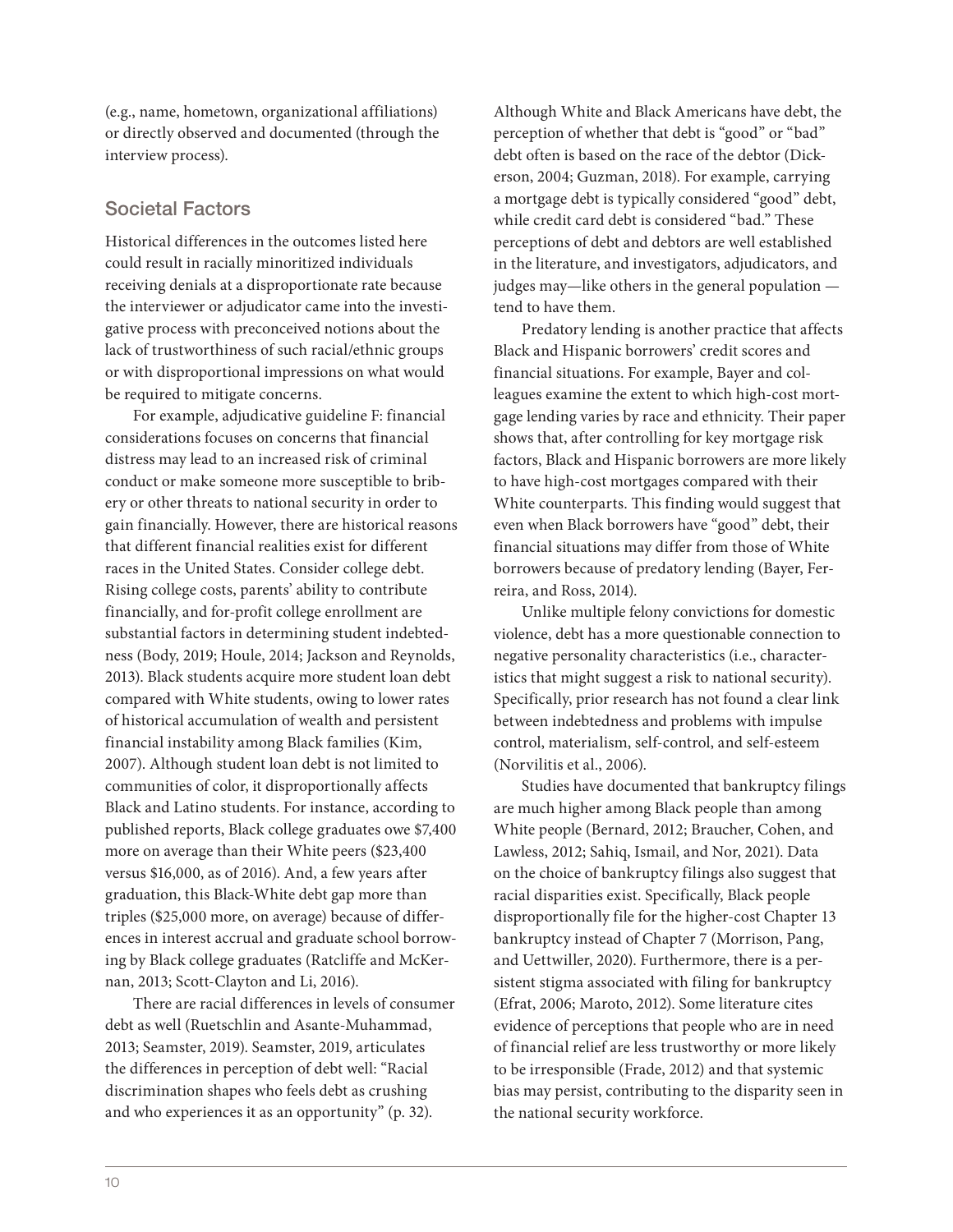(e.g., name, hometown, organizational affiliations) or directly observed and documented (through the interview process).

## Societal Factors

Historical differences in the outcomes listed here could result in racially minoritized individuals receiving denials at a disproportionate rate because the interviewer or adjudicator came into the investigative process with preconceived notions about the lack of trustworthiness of such racial/ethnic groups or with disproportional impressions on what would be required to mitigate concerns.

For example, adjudicative guideline F: financial considerations focuses on concerns that financial distress may lead to an increased risk of criminal conduct or make someone more susceptible to bribery or other threats to national security in order to gain financially. However, there are historical reasons that different financial realities exist for different races in the United States. Consider college debt. Rising college costs, parents' ability to contribute financially, and for-profit college enrollment are substantial factors in determining student indebtedness (Body, 2019; Houle, 2014; Jackson and Reynolds, 2013). Black students acquire more student loan debt compared with White students, owing to lower rates of historical accumulation of wealth and persistent financial instability among Black families (Kim, 2007). Although student loan debt is not limited to communities of color, it disproportionally affects Black and Latino students. For instance, according to published reports, Black college graduates owe $7,400 more on average than their White peers ($23,400 versus $16,000, as of 2016). And, a few years after graduation, this Black-White debt gap more than triples ($25,000 more, on average) because of differences in interest accrual and graduate school borrowing by Black college graduates (Ratcliffe and McKernan, 2013; Scott-Clayton and Li, 2016).

There are racial differences in levels of consumer debt as well (Ruetschlin and Asante-Muhammad, 2013; Seamster, 2019). Seamster, 2019, articulates the differences in perception of debt well: "Racial discrimination shapes who feels debt as crushing and who experiences it as an opportunity" (p. 32). Although White and Black Americans have debt, the perception of whether that debt is "good" or "bad" debt often is based on the race of the debtor (Dickerson, 2004; Guzman, 2018). For example, carrying a mortgage debt is typically considered "good" debt, while credit card debt is considered "bad." These perceptions of debt and debtors are well established in the literature, and investigators, adjudicators, and judges may—like others in the general population — tend to have them.

Predatory lending is another practice that affects Black and Hispanic borrowers' credit scores and financial situations. For example, Bayer and colleagues examine the extent to which high-cost mortgage lending varies by race and ethnicity. Their paper shows that, after controlling for key mortgage risk factors, Black and Hispanic borrowers are more likely to have high-cost mortgages compared with their White counterparts. This finding would suggest that even when Black borrowers have "good" debt, their financial situations may differ from those of White borrowers because of predatory lending (Bayer, Ferreira, and Ross, 2014).

Unlike multiple felony convictions for domestic violence, debt has a more questionable connection to negative personality characteristics (i.e., characteristics that might suggest a risk to national security). Specifically, prior research has not found a clear link between indebtedness and problems with impulse control, materialism, self-control, and self-esteem (Norvilitis et al., 2006).

Studies have documented that bankruptcy filings are much higher among Black people than among White people (Bernard, 2012; Braucher, Cohen, and Lawless, 2012; Sahiq, Ismail, and Nor, 2021). Data on the choice of bankruptcy filings also suggest that racial disparities exist. Specifically, Black people disproportionally file for the higher-cost Chapter 13 bankruptcy instead of Chapter 7 (Morrison, Pang, and Uettwiller, 2020). Furthermore, there is a persistent stigma associated with filing for bankruptcy (Efrat, 2006; Maroto, 2012). Some literature cites evidence of perceptions that people who are in need of financial relief are less trustworthy or more likely to be irresponsible (Frade, 2012) and that systemic bias may persist, contributing to the disparity seen in the national security workforce.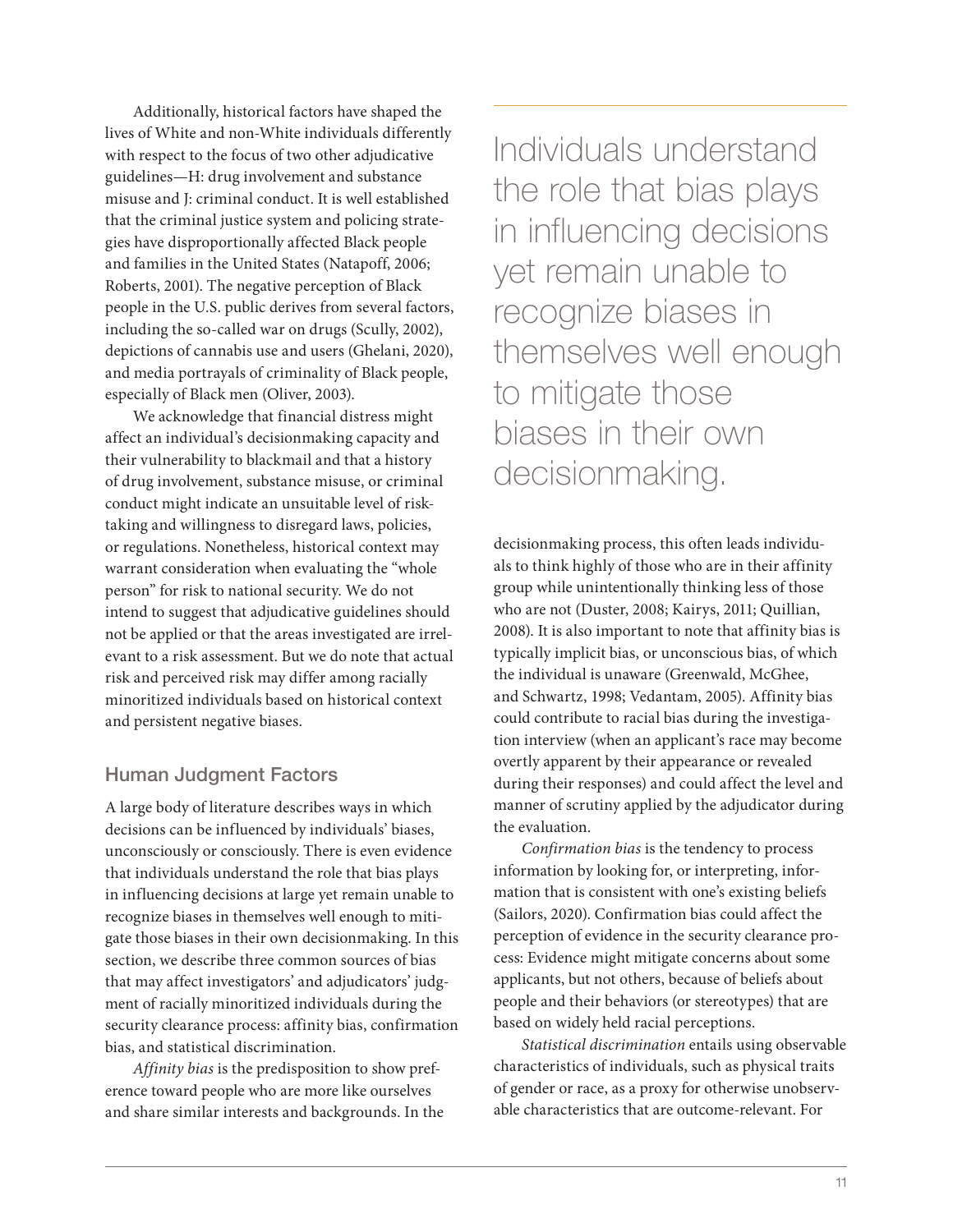Additionally, historical factors have shaped the lives of White and non-White individuals differently with respect to the focus of two other adjudicative guidelines—H: drug involvement and substance misuse and J: criminal conduct. It is well established that the criminal justice system and policing strategies have disproportionally affected Black people and families in the United States (Natapoff, 2006; Roberts, 2001). The negative perception of Black people in the U.S. public derives from several factors, including the so-called war on drugs (Scully, 2002), depictions of cannabis use and users (Ghelani, 2020), and media portrayals of criminality of Black people, especially of Black men (Oliver, 2003).

We acknowledge that financial distress might affect an individual's decisionmaking capacity and their vulnerability to blackmail and that a history of drug involvement, substance misuse, or criminal conduct might indicate an unsuitable level of risk-taking and willingness to disregard laws, policies, or regulations. Nonetheless, historical context may warrant consideration when evaluating the "whole person" for risk to national security. We do not intend to suggest that adjudicative guidelines should not be applied or that the areas investigated are irrelevant to a risk assessment. But we do note that actual risk and perceived risk may differ among racially minoritized individuals based on historical context and persistent negative biases.

## Human Judgment Factors

A large body of literature describes ways in which decisions can be influenced by individuals' biases, unconsciously or consciously. There is even evidence that individuals understand the role that bias plays in influencing decisions at large yet remain unable to recognize biases in themselves well enough to mitigate those biases in their own decisionmaking. In this section, we describe three common sources of bias that may affect investigators' and adjudicators' judgment of racially minoritized individuals during the security clearance process: affinity bias, confirmation bias, and statistical discrimination.

> Individuals understand the role that bias plays in influencing decisions yet remain unable to recognize biases in themselves well enough to mitigate those biases in their own decisionmaking.

*Affinity bias* is the predisposition to show preference toward people who are more like ourselves and share similar interests and backgrounds. In the decisionmaking process, this often leads individuals to think highly of those who are in their affinity group while unintentionally thinking less of those who are not (Duster, 2008; Kairys, 2011; Quillian, 2008). It is also important to note that affinity bias is typically implicit bias, or unconscious bias, of which the individual is unaware (Greenwald, McGhee, and Schwartz, 1998; Vedantam, 2005). Affinity bias could contribute to racial bias during the investigation interview (when an applicant's race may become overtly apparent by their appearance or revealed during their responses) and could affect the level and manner of scrutiny applied by the adjudicator during the evaluation.

*Confirmation bias* is the tendency to process information by looking for, or interpreting, information that is consistent with one's existing beliefs (Sailors, 2020). Confirmation bias could affect the perception of evidence in the security clearance process: Evidence might mitigate concerns about some applicants, but not others, because of beliefs about people and their behaviors (or stereotypes) that are based on widely held racial perceptions.

*Statistical discrimination* entails using observable characteristics of individuals, such as physical traits of gender or race, as a proxy for otherwise unobservable characteristics that are outcome-relevant. For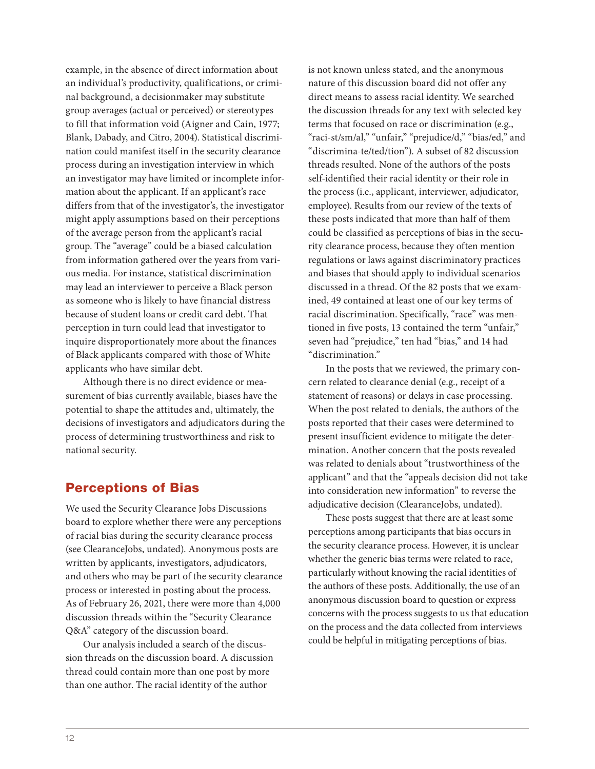example, in the absence of direct information about an individual's productivity, qualifications, or criminal background, a decisionmaker may substitute group averages (actual or perceived) or stereotypes to fill that information void (Aigner and Cain, 1977; Blank, Dabady, and Citro, 2004). Statistical discrimination could manifest itself in the security clearance process during an investigation interview in which an investigator may have limited or incomplete information about the applicant. If an applicant's race differs from that of the investigator's, the investigator might apply assumptions based on their perceptions of the average person from the applicant's racial group. The "average" could be a biased calculation from information gathered over the years from various media. For instance, statistical discrimination may lead an interviewer to perceive a Black person as someone who is likely to have financial distress because of student loans or credit card debt. That perception in turn could lead that investigator to inquire disproportionately more about the finances of Black applicants compared with those of White applicants who have similar debt.

Although there is no direct evidence or measurement of bias currently available, biases have the potential to shape the attitudes and, ultimately, the decisions of investigators and adjudicators during the process of determining trustworthiness and risk to national security.

## Perceptions of Bias

We used the Security Clearance Jobs Discussions board to explore whether there were any perceptions of racial bias during the security clearance process (see ClearanceJobs, undated). Anonymous posts are written by applicants, investigators, adjudicators, and others who may be part of the security clearance process or interested in posting about the process. As of February 26, 2021, there were more than 4,000 discussion threads within the "Security Clearance Q&A" category of the discussion board.

Our analysis included a search of the discussion threads on the discussion board. A discussion thread could contain more than one post by more than one author. The racial identity of the author is not known unless stated, and the anonymous nature of this discussion board did not offer any direct means to assess racial identity. We searched the discussion threads for any text with selected key terms that focused on race or discrimination (e.g., "raci-st/sm/al," "unfair," "prejudice/d," "bias/ed," and "discrimina-te/ted/tion"). A subset of 82 discussion threads resulted. None of the authors of the posts self-identified their racial identity or their role in the process (i.e., applicant, interviewer, adjudicator, employee). Results from our review of the texts of these posts indicated that more than half of them could be classified as perceptions of bias in the security clearance process, because they often mention regulations or laws against discriminatory practices and biases that should apply to individual scenarios discussed in a thread. Of the 82 posts that we examined, 49 contained at least one of our key terms of racial discrimination. Specifically, "race" was mentioned in five posts, 13 contained the term "unfair," seven had "prejudice," ten had "bias," and 14 had "discrimination."

In the posts that we reviewed, the primary concern related to clearance denial (e.g., receipt of a statement of reasons) or delays in case processing. When the post related to denials, the authors of the posts reported that their cases were determined to present insufficient evidence to mitigate the determination. Another concern that the posts revealed was related to denials about "trustworthiness of the applicant" and that the "appeals decision did not take into consideration new information" to reverse the adjudicative decision (ClearanceJobs, undated).

These posts suggest that there are at least some perceptions among participants that bias occurs in the security clearance process. However, it is unclear whether the generic bias terms were related to race, particularly without knowing the racial identities of the authors of these posts. Additionally, the use of an anonymous discussion board to question or express concerns with the process suggests to us that education on the process and the data collected from interviews could be helpful in mitigating perceptions of bias.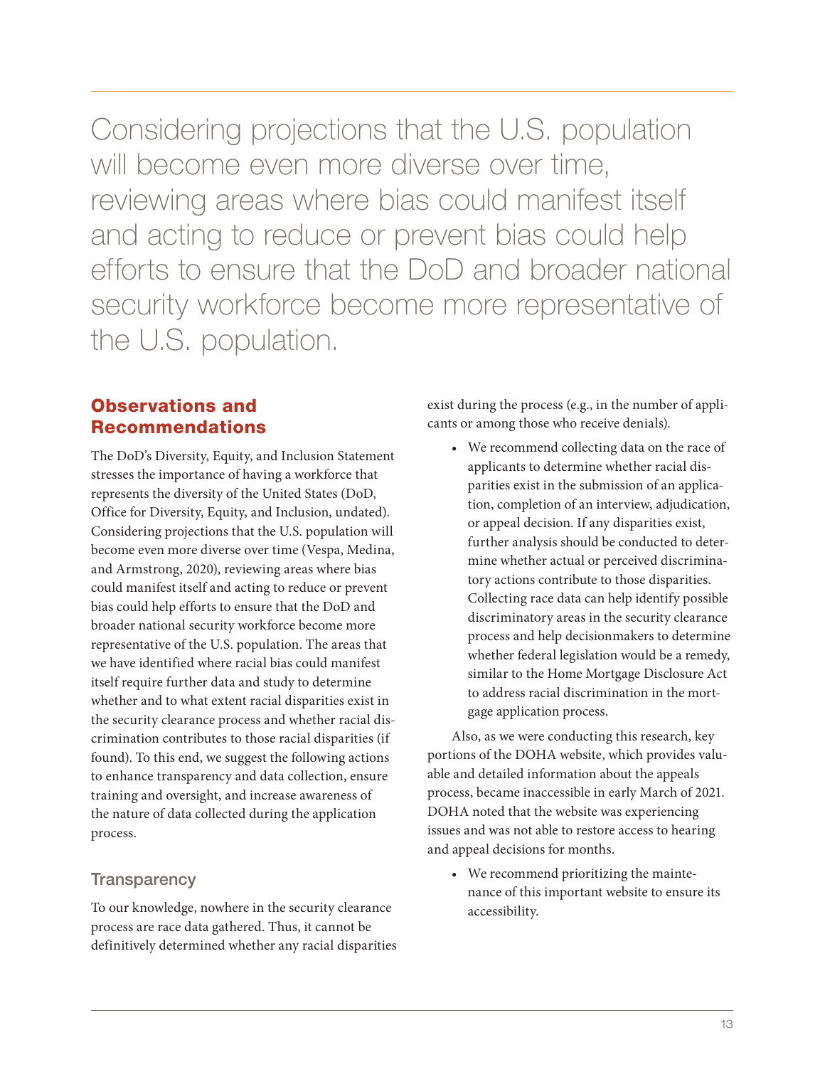Considering projections that the U.S. population will become even more diverse over time, reviewing areas where bias could manifest itself and acting to reduce or prevent bias could help efforts to ensure that the DoD and broader national security workforce become more representative of the U.S. population.

## Observations and Recommendations

The DoD's Diversity, Equity, and Inclusion Statement stresses the importance of having a workforce that represents the diversity of the United States (DoD, Office for Diversity, Equity, and Inclusion, undated). Considering projections that the U.S. population will become even more diverse over time (Vespa, Medina, and Armstrong, 2020), reviewing areas where bias could manifest itself and acting to reduce or prevent bias could help efforts to ensure that the DoD and broader national security workforce become more representative of the U.S. population. The areas that we have identified where racial bias could manifest itself require further data and study to determine whether and to what extent racial disparities exist in the security clearance process and whether racial discrimination contributes to those racial disparities (if found). To this end, we suggest the following actions to enhance transparency and data collection, ensure training and oversight, and increase awareness of the nature of data collected during the application process.

### Transparency

To our knowledge, nowhere in the security clearance process are race data gathered. Thus, it cannot be definitively determined whether any racial disparities exist during the process (e.g., in the number of applicants or among those who receive denials).

- We recommend collecting data on the race of applicants to determine whether racial disparities exist in the submission of an application, completion of an interview, adjudication, or appeal decision. If any disparities exist, further analysis should be conducted to determine whether actual or perceived discriminatory actions contribute to those disparities. Collecting race data can help identify possible discriminatory areas in the security clearance process and help decisionmakers to determine whether federal legislation would be a remedy, similar to the Home Mortgage Disclosure Act to address racial discrimination in the mortgage application process.

Also, as we were conducting this research, key portions of the DOHA website, which provides valuable and detailed information about the appeals process, became inaccessible in early March of 2021. DOHA noted that the website was experiencing issues and was not able to restore access to hearing and appeal decisions for months.

- We recommend prioritizing the maintenance of this important website to ensure its accessibility.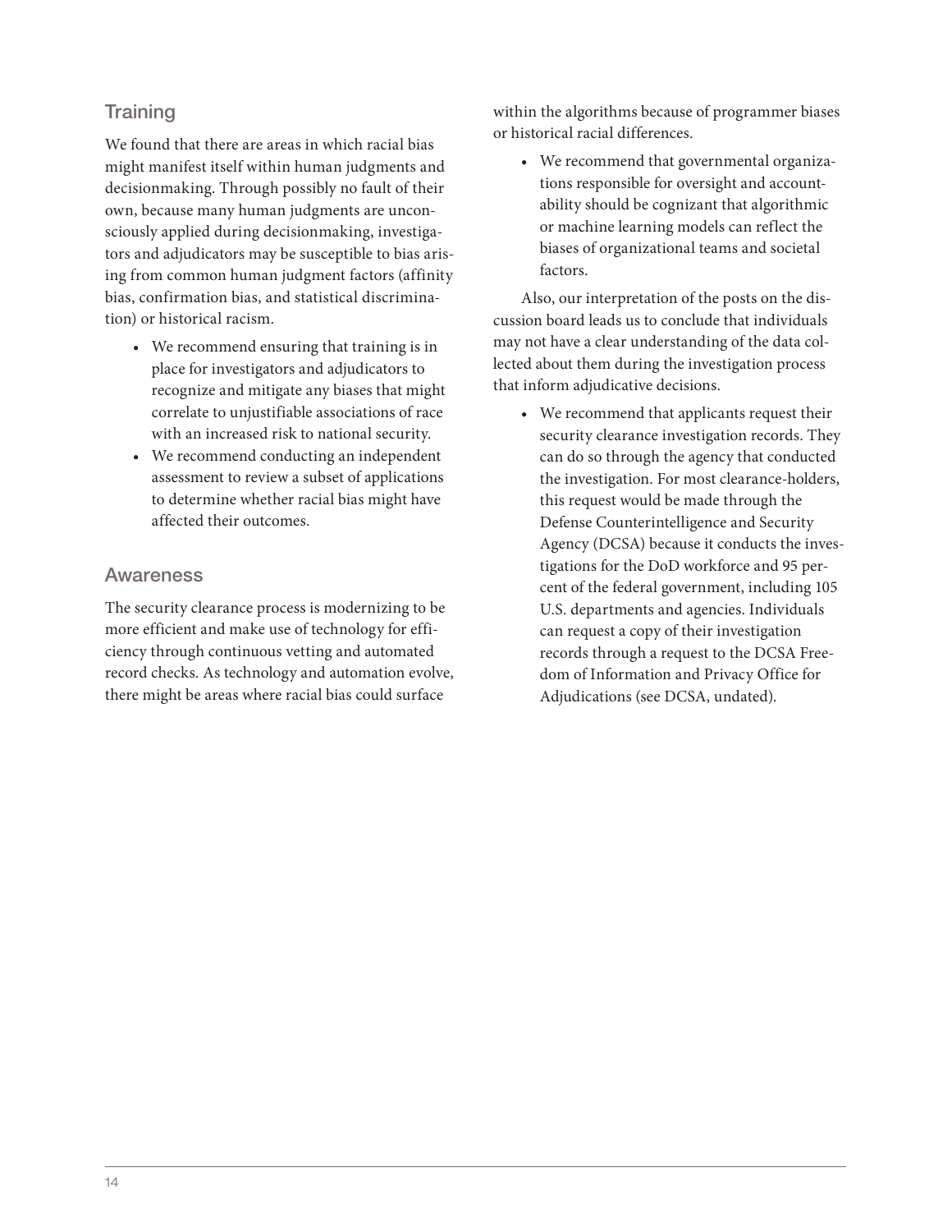## Training

We found that there are areas in which racial bias might manifest itself within human judgments and decisionmaking. Through possibly no fault of their own, because many human judgments are unconsciously applied during decisionmaking, investigators and adjudicators may be susceptible to bias arising from common human judgment factors (affinity bias, confirmation bias, and statistical discrimination) or historical racism.

- We recommend ensuring that training is in place for investigators and adjudicators to recognize and mitigate any biases that might correlate to unjustifiable associations of race with an increased risk to national security.
- We recommend conducting an independent assessment to review a subset of applications to determine whether racial bias might have affected their outcomes.

## Awareness

The security clearance process is modernizing to be more efficient and make use of technology for efficiency through continuous vetting and automated record checks. As technology and automation evolve, there might be areas where racial bias could surface within the algorithms because of programmer biases or historical racial differences.

- We recommend that governmental organizations responsible for oversight and accountability should be cognizant that algorithmic or machine learning models can reflect the biases of organizational teams and societal factors.

Also, our interpretation of the posts on the discussion board leads us to conclude that individuals may not have a clear understanding of the data collected about them during the investigation process that inform adjudicative decisions.

- We recommend that applicants request their security clearance investigation records. They can do so through the agency that conducted the investigation. For most clearance-holders, this request would be made through the Defense Counterintelligence and Security Agency (DCSA) because it conducts the investigations for the DoD workforce and 95 percent of the federal government, including 105 U.S. departments and agencies. Individuals can request a copy of their investigation records through a request to the DCSA Freedom of Information and Privacy Office for Adjudications (see DCSA, undated).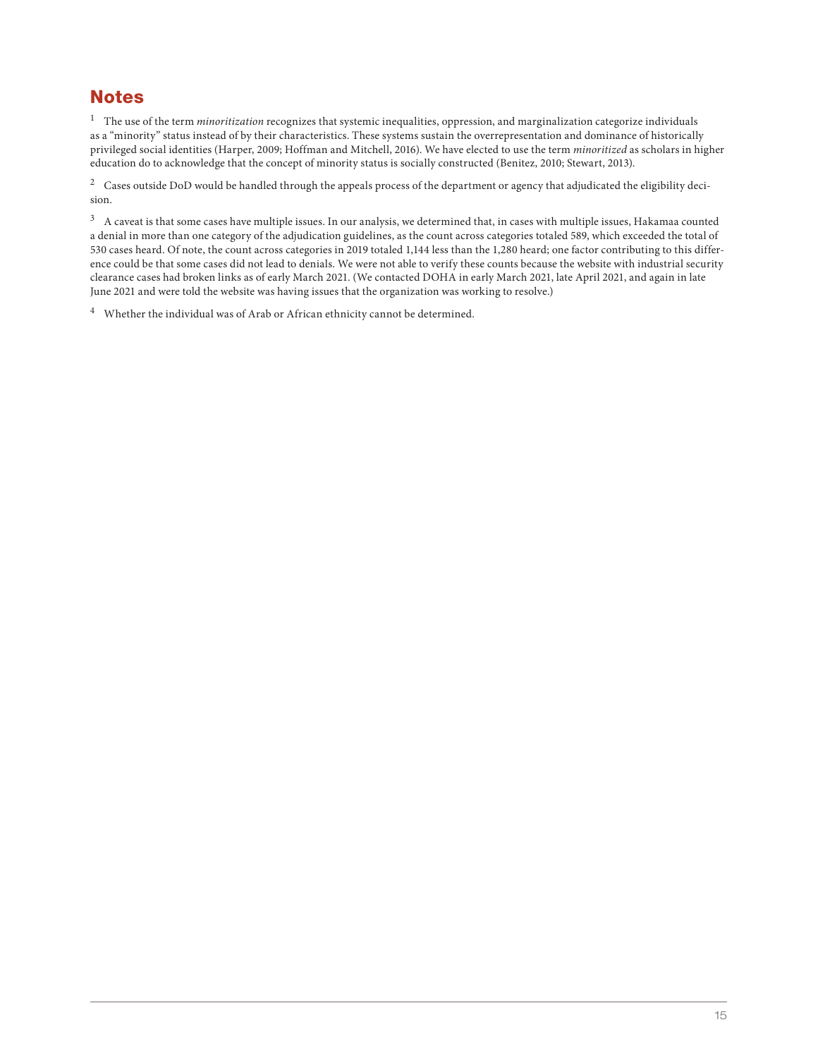## Notes

[1] The use of the term *minoritization* recognizes that systemic inequalities, oppression, and marginalization categorize individuals as a "minority" status instead of by their characteristics. These systems sustain the overrepresentation and dominance of historically privileged social identities (Harper, 2009; Hoffman and Mitchell, 2016). We have elected to use the term *minoritized* as scholars in higher education do to acknowledge that the concept of minority status is socially constructed (Benitez, 2010; Stewart, 2013).

[2] Cases outside DoD would be handled through the appeals process of the department or agency that adjudicated the eligibility decision.

[3] A caveat is that some cases have multiple issues. In our analysis, we determined that, in cases with multiple issues, Hakamaa counted a denial in more than one category of the adjudication guidelines, as the count across categories totaled 589, which exceeded the total of 530 cases heard. Of note, the count across categories in 2019 totaled 1,144 less than the 1,280 heard; one factor contributing to this difference could be that some cases did not lead to denials. We were not able to verify these counts because the website with industrial security clearance cases had broken links as of early March 2021. (We contacted DOHA in early March 2021, late April 2021, and again in late June 2021 and were told the website was having issues that the organization was working to resolve.)

[4] Whether the individual was of Arab or African ethnicity cannot be determined.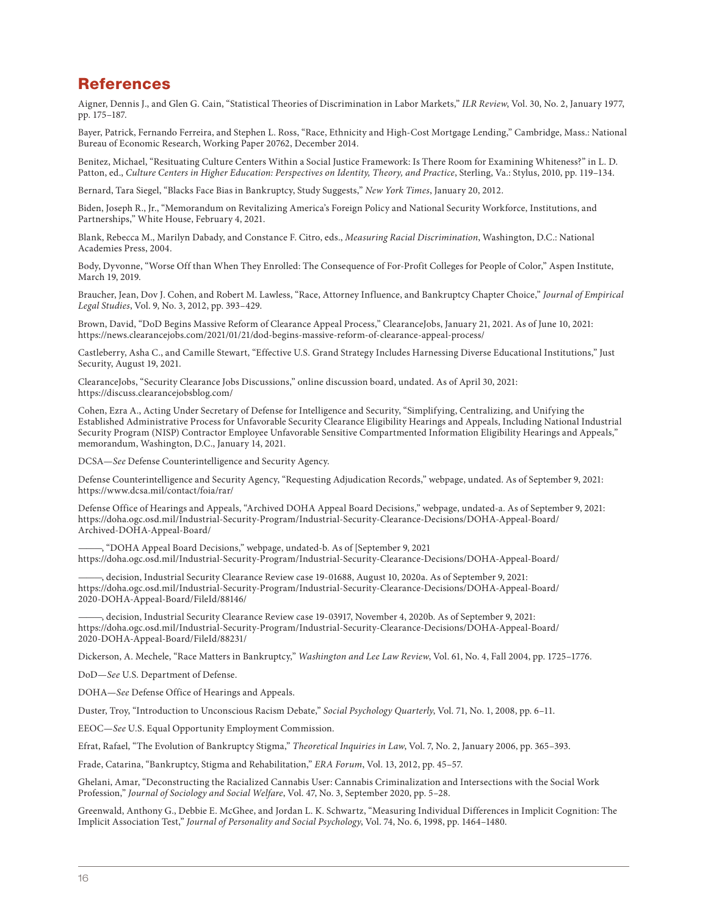## References

Aigner, Dennis J., and Glen G. Cain, "Statistical Theories of Discrimination in Labor Markets," *ILR Review*, Vol. 30, No. 2, January 1977, pp. 175–187.

Bayer, Patrick, Fernando Ferreira, and Stephen L. Ross, "Race, Ethnicity and High-Cost Mortgage Lending," Cambridge, Mass.: National Bureau of Economic Research, Working Paper 20762, December 2014.

Benitez, Michael, "Resituating Culture Centers Within a Social Justice Framework: Is There Room for Examining Whiteness?" in L. D. Patton, ed., *Culture Centers in Higher Education: Perspectives on Identity, Theory, and Practice*, Sterling, Va.: Stylus, 2010, pp. 119–134.

Bernard, Tara Siegel, "Blacks Face Bias in Bankruptcy, Study Suggests," *New York Times*, January 20, 2012.

Biden, Joseph R., Jr., "Memorandum on Revitalizing America's Foreign Policy and National Security Workforce, Institutions, and Partnerships," White House, February 4, 2021.

Blank, Rebecca M., Marilyn Dabady, and Constance F. Citro, eds., *Measuring Racial Discrimination*, Washington, D.C.: National Academies Press, 2004.

Body, Dyvonne, "Worse Off than When They Enrolled: The Consequence of For-Profit Colleges for People of Color," Aspen Institute, March 19, 2019.

Braucher, Jean, Dov J. Cohen, and Robert M. Lawless, "Race, Attorney Influence, and Bankruptcy Chapter Choice," *Journal of Empirical Legal Studies*, Vol. 9, No. 3, 2012, pp. 393–429.

Brown, David, "DoD Begins Massive Reform of Clearance Appeal Process," ClearanceJobs, January 21, 2021. As of June 10, 2021: https://news.clearancejobs.com/2021/01/21/dod-begins-massive-reform-of-clearance-appeal-process/

Castleberry, Asha C., and Camille Stewart, "Effective U.S. Grand Strategy Includes Harnessing Diverse Educational Institutions," Just Security, August 19, 2021.

ClearanceJobs, "Security Clearance Jobs Discussions," online discussion board, undated. As of April 30, 2021: https://discuss.clearancejobsblog.com/

Cohen, Ezra A., Acting Under Secretary of Defense for Intelligence and Security, "Simplifying, Centralizing, and Unifying the Established Administrative Process for Unfavorable Security Clearance Eligibility Hearings and Appeals, Including National Industrial Security Program (NISP) Contractor Employee Unfavorable Sensitive Compartmented Information Eligibility Hearings and Appeals," memorandum, Washington, D.C., January 14, 2021.

DCSA—*See* Defense Counterintelligence and Security Agency.

Defense Counterintelligence and Security Agency, "Requesting Adjudication Records," webpage, undated. As of September 9, 2021: https://www.dcsa.mil/contact/foia/rar/

Defense Office of Hearings and Appeals, "Archived DOHA Appeal Board Decisions," webpage, undated-a. As of September 9, 2021: https://doha.ogc.osd.mil/Industrial-Security-Program/Industrial-Security-Clearance-Decisions/DOHA-Appeal-Board/Archived-DOHA-Appeal-Board/

———, "DOHA Appeal Board Decisions," webpage, undated-b. As of [September 9, 2021 https://doha.ogc.osd.mil/Industrial-Security-Program/Industrial-Security-Clearance-Decisions/DOHA-Appeal-Board/

———, decision, Industrial Security Clearance Review case 19-01688, August 10, 2020a. As of September 9, 2021: https://doha.ogc.osd.mil/Industrial-Security-Program/Industrial-Security-Clearance-Decisions/DOHA-Appeal-Board/2020-DOHA-Appeal-Board/FileId/88146/

———, decision, Industrial Security Clearance Review case 19-03917, November 4, 2020b. As of September 9, 2021: https://doha.ogc.osd.mil/Industrial-Security-Program/Industrial-Security-Clearance-Decisions/DOHA-Appeal-Board/2020-DOHA-Appeal-Board/FileId/88231/

Dickerson, A. Mechele, "Race Matters in Bankruptcy," *Washington and Lee Law Review*, Vol. 61, No. 4, Fall 2004, pp. 1725–1776.

DoD—*See* U.S. Department of Defense.

DOHA—*See* Defense Office of Hearings and Appeals.

Duster, Troy, "Introduction to Unconscious Racism Debate," *Social Psychology Quarterly*, Vol. 71, No. 1, 2008, pp. 6–11.

EEOC—*See* U.S. Equal Opportunity Employment Commission.

Efrat, Rafael, "The Evolution of Bankruptcy Stigma," *Theoretical Inquiries in Law*, Vol. 7, No. 2, January 2006, pp. 365–393.

Frade, Catarina, "Bankruptcy, Stigma and Rehabilitation," *ERA Forum*, Vol. 13, 2012, pp. 45–57.

Ghelani, Amar, "Deconstructing the Racialized Cannabis User: Cannabis Criminalization and Intersections with the Social Work Profession," *Journal of Sociology and Social Welfare*, Vol. 47, No. 3, September 2020, pp. 5–28.

Greenwald, Anthony G., Debbie E. McGhee, and Jordan L. K. Schwartz, "Measuring Individual Differences in Implicit Cognition: The Implicit Association Test," *Journal of Personality and Social Psychology*, Vol. 74, No. 6, 1998, pp. 1464–1480.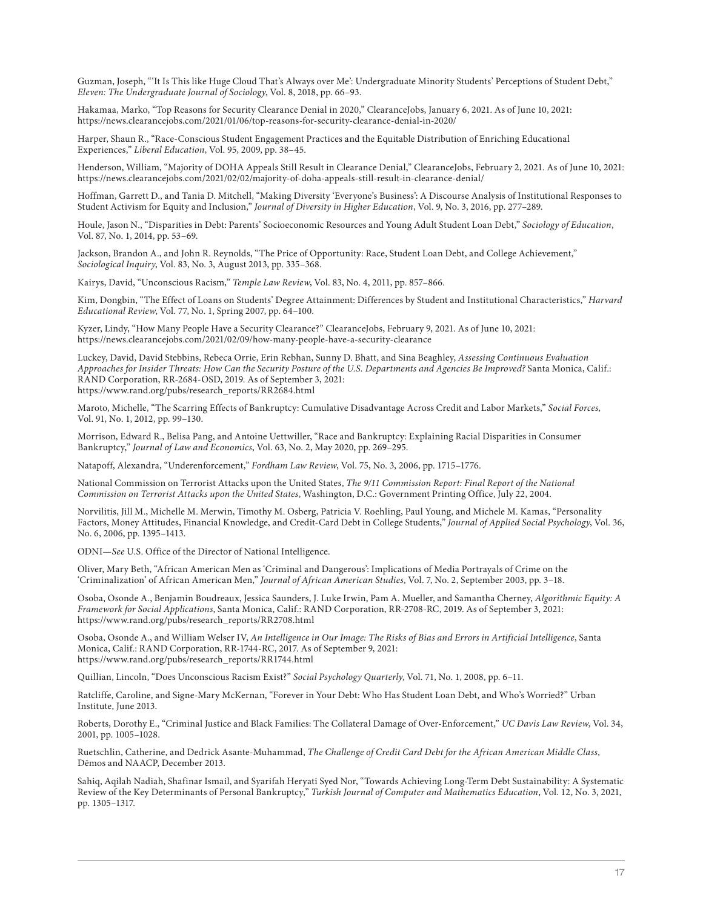Guzman, Joseph, "'It Is This like Huge Cloud That's Always over Me': Undergraduate Minority Students' Perceptions of Student Debt," *Eleven: The Undergraduate Journal of Sociology*, Vol. 8, 2018, pp. 66–93.

Hakamaa, Marko, "Top Reasons for Security Clearance Denial in 2020," ClearanceJobs, January 6, 2021. As of June 10, 2021: https://news.clearancejobs.com/2021/01/06/top-reasons-for-security-clearance-denial-in-2020/

Harper, Shaun R., "Race-Conscious Student Engagement Practices and the Equitable Distribution of Enriching Educational Experiences," *Liberal Education*, Vol. 95, 2009, pp. 38–45.

Henderson, William, "Majority of DOHA Appeals Still Result in Clearance Denial," ClearanceJobs, February 2, 2021. As of June 10, 2021: https://news.clearancejobs.com/2021/02/02/majority-of-doha-appeals-still-result-in-clearance-denial/

Hoffman, Garrett D., and Tania D. Mitchell, "Making Diversity 'Everyone's Business': A Discourse Analysis of Institutional Responses to Student Activism for Equity and Inclusion," *Journal of Diversity in Higher Education*, Vol. 9, No. 3, 2016, pp. 277–289.

Houle, Jason N., "Disparities in Debt: Parents' Socioeconomic Resources and Young Adult Student Loan Debt," *Sociology of Education*, Vol. 87, No. 1, 2014, pp. 53–69.

Jackson, Brandon A., and John R. Reynolds, "The Price of Opportunity: Race, Student Loan Debt, and College Achievement," *Sociological Inquiry*, Vol. 83, No. 3, August 2013, pp. 335–368.

Kairys, David, "Unconscious Racism," *Temple Law Review*, Vol. 83, No. 4, 2011, pp. 857–866.

Kim, Dongbin, "The Effect of Loans on Students' Degree Attainment: Differences by Student and Institutional Characteristics," *Harvard Educational Review*, Vol. 77, No. 1, Spring 2007, pp. 64–100.

Kyzer, Lindy, "How Many People Have a Security Clearance?" ClearanceJobs, February 9, 2021. As of June 10, 2021: https://news.clearancejobs.com/2021/02/09/how-many-people-have-a-security-clearance

Luckey, David, David Stebbins, Rebeca Orrie, Erin Rebhan, Sunny D. Bhatt, and Sina Beaghley, *Assessing Continuous Evaluation Approaches for Insider Threats: How Can the Security Posture of the U.S. Departments and Agencies Be Improved?* Santa Monica, Calif.: RAND Corporation, RR-2684-OSD, 2019. As of September 3, 2021: https://www.rand.org/pubs/research_reports/RR2684.html

Maroto, Michelle, "The Scarring Effects of Bankruptcy: Cumulative Disadvantage Across Credit and Labor Markets," *Social Forces,* Vol. 91, No. 1, 2012, pp. 99–130.

Morrison, Edward R., Belisa Pang, and Antoine Uettwiller, "Race and Bankruptcy: Explaining Racial Disparities in Consumer Bankruptcy," *Journal of Law and Economics*, Vol. 63, No. 2, May 2020, pp. 269–295.

Natapoff, Alexandra, "Underenforcement," *Fordham Law Review*, Vol. 75, No. 3, 2006, pp. 1715–1776.

National Commission on Terrorist Attacks upon the United States, *The 9/11 Commission Report: Final Report of the National Commission on Terrorist Attacks upon the United States*, Washington, D.C.: Government Printing Office, July 22, 2004.

Norvilitis, Jill M., Michelle M. Merwin, Timothy M. Osberg, Patricia V. Roehling, Paul Young, and Michele M. Kamas, "Personality Factors, Money Attitudes, Financial Knowledge, and Credit-Card Debt in College Students," *Journal of Applied Social Psychology*, Vol. 36, No. 6, 2006, pp. 1395–1413.

ODNI—*See* U.S. Office of the Director of National Intelligence.

Oliver, Mary Beth, "African American Men as 'Criminal and Dangerous': Implications of Media Portrayals of Crime on the 'Criminalization' of African American Men," *Journal of African American Studies*, Vol. 7, No. 2, September 2003, pp. 3–18.

Osoba, Osonde A., Benjamin Boudreaux, Jessica Saunders, J. Luke Irwin, Pam A. Mueller, and Samantha Cherney, *Algorithmic Equity: A Framework for Social Applications*, Santa Monica, Calif.: RAND Corporation, RR-2708-RC, 2019. As of September 3, 2021: https://www.rand.org/pubs/research_reports/RR2708.html

Osoba, Osonde A., and William Welser IV, *An Intelligence in Our Image: The Risks of Bias and Errors in Artificial Intelligence*, Santa Monica, Calif.: RAND Corporation, RR-1744-RC, 2017. As of September 9, 2021: https://www.rand.org/pubs/research_reports/RR1744.html

Quillian, Lincoln, "Does Unconscious Racism Exist?" *Social Psychology Quarterly*, Vol. 71, No. 1, 2008, pp. 6–11.

Ratcliffe, Caroline, and Signe-Mary McKernan, "Forever in Your Debt: Who Has Student Loan Debt, and Who's Worried?" Urban Institute, June 2013.

Roberts, Dorothy E., "Criminal Justice and Black Families: The Collateral Damage of Over-Enforcement," *UC Davis Law Review*, Vol. 34, 2001, pp. 1005–1028.

Ruetschlin, Catherine, and Dedrick Asante-Muhammad, *The Challenge of Credit Card Debt for the African American Middle Class*, Dēmos and NAACP, December 2013.

Sahiq, Aqilah Nadiah, Shafinar Ismail, and Syarifah Heryati Syed Nor, "Towards Achieving Long-Term Debt Sustainability: A Systematic Review of the Key Determinants of Personal Bankruptcy," *Turkish Journal of Computer and Mathematics Education*, Vol. 12, No. 3, 2021, pp. 1305–1317.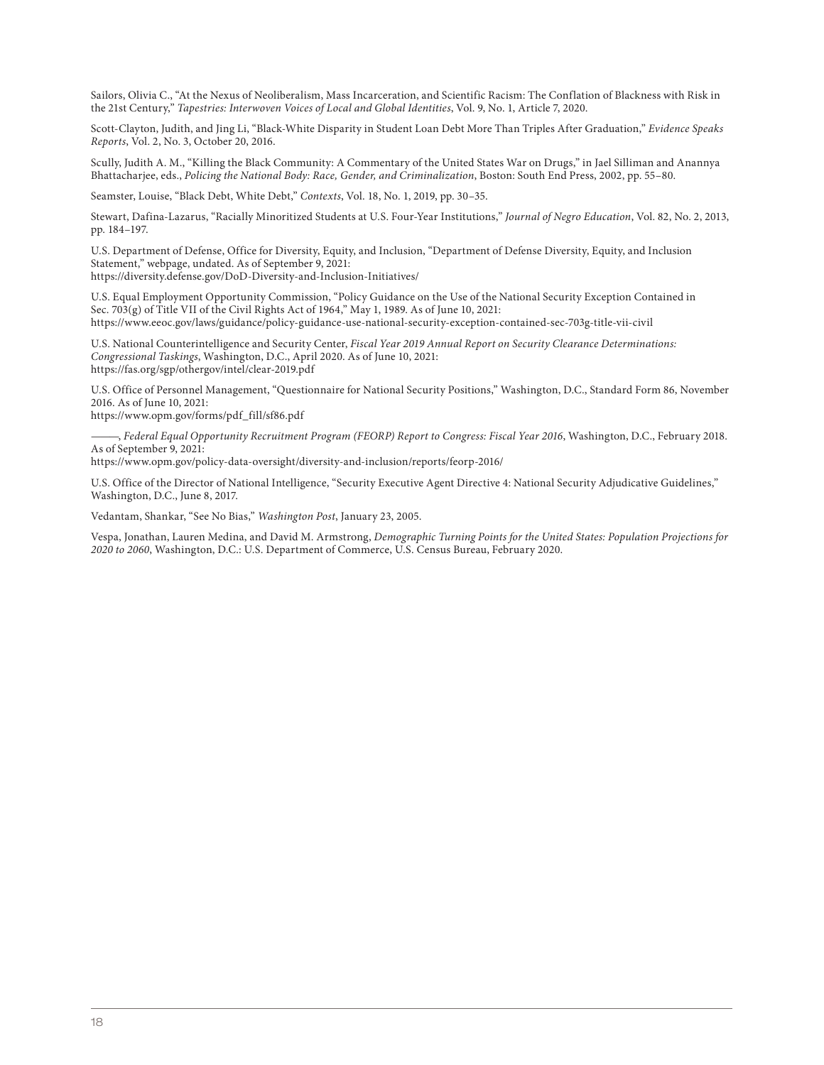Sailors, Olivia C., "At the Nexus of Neoliberalism, Mass Incarceration, and Scientific Racism: The Conflation of Blackness with Risk in the 21st Century," *Tapestries: Interwoven Voices of Local and Global Identities*, Vol. 9, No. 1, Article 7, 2020.

Scott-Clayton, Judith, and Jing Li, "Black-White Disparity in Student Loan Debt More Than Triples After Graduation," *Evidence Speaks Reports*, Vol. 2, No. 3, October 20, 2016.

Scully, Judith A. M., "Killing the Black Community: A Commentary of the United States War on Drugs," in Jael Silliman and Anannya Bhattacharjee, eds., *Policing the National Body: Race, Gender, and Criminalization*, Boston: South End Press, 2002, pp. 55–80.

Seamster, Louise, "Black Debt, White Debt," *Contexts*, Vol. 18, No. 1, 2019, pp. 30–35.

Stewart, Dafina-Lazarus, "Racially Minoritized Students at U.S. Four-Year Institutions," *Journal of Negro Education*, Vol. 82, No. 2, 2013, pp. 184–197.

U.S. Department of Defense, Office for Diversity, Equity, and Inclusion, "Department of Defense Diversity, Equity, and Inclusion Statement," webpage, undated. As of September 9, 2021:
https://diversity.defense.gov/DoD-Diversity-and-Inclusion-Initiatives/

U.S. Equal Employment Opportunity Commission, "Policy Guidance on the Use of the National Security Exception Contained in Sec. 703(g) of Title VII of the Civil Rights Act of 1964," May 1, 1989. As of June 10, 2021:
https://www.eeoc.gov/laws/guidance/policy-guidance-use-national-security-exception-contained-sec-703g-title-vii-civil

U.S. National Counterintelligence and Security Center, *Fiscal Year 2019 Annual Report on Security Clearance Determinations: Congressional Taskings*, Washington, D.C., April 2020. As of June 10, 2021:
https://fas.org/sgp/othergov/intel/clear-2019.pdf

U.S. Office of Personnel Management, "Questionnaire for National Security Positions," Washington, D.C., Standard Form 86, November 2016. As of June 10, 2021:
https://www.opm.gov/forms/pdf_fill/sf86.pdf

———, *Federal Equal Opportunity Recruitment Program (FEORP) Report to Congress: Fiscal Year 2016*, Washington, D.C., February 2018. As of September 9, 2021:
https://www.opm.gov/policy-data-oversight/diversity-and-inclusion/reports/feorp-2016/

U.S. Office of the Director of National Intelligence, "Security Executive Agent Directive 4: National Security Adjudicative Guidelines," Washington, D.C., June 8, 2017.

Vedantam, Shankar, "See No Bias," *Washington Post*, January 23, 2005.

Vespa, Jonathan, Lauren Medina, and David M. Armstrong, *Demographic Turning Points for the United States: Population Projections for 2020 to 2060*, Washington, D.C.: U.S. Department of Commerce, U.S. Census Bureau, February 2020.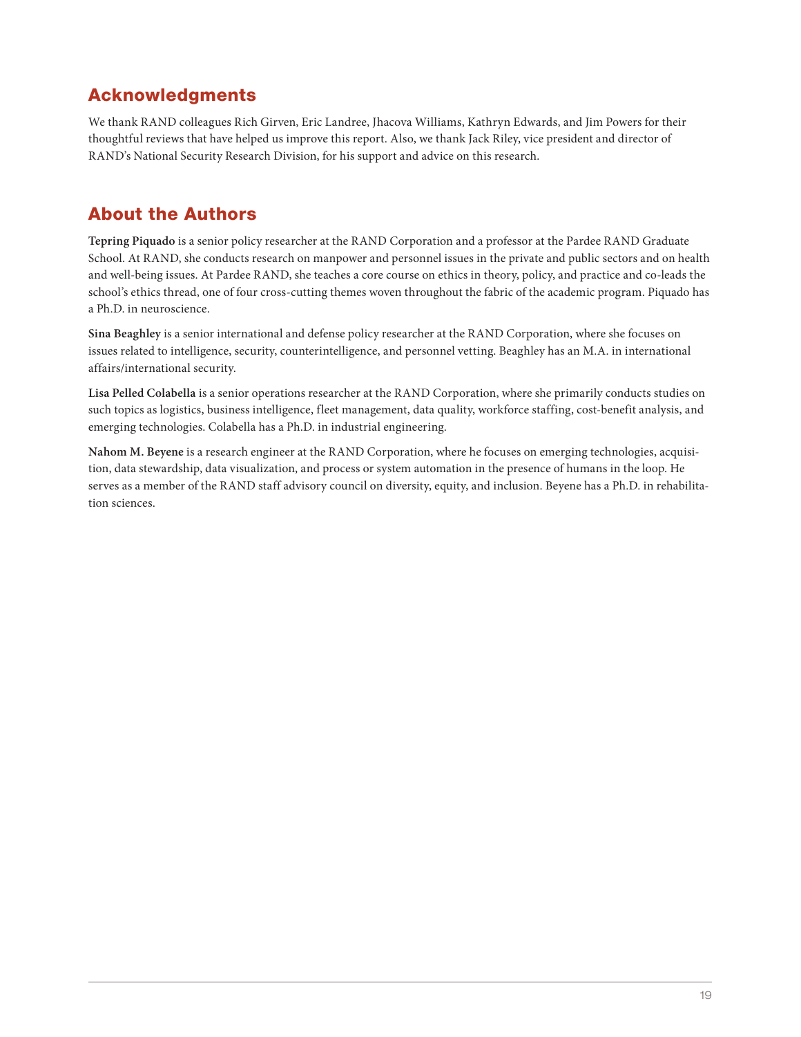## Acknowledgments

We thank RAND colleagues Rich Girven, Eric Landree, Jhacova Williams, Kathryn Edwards, and Jim Powers for their thoughtful reviews that have helped us improve this report. Also, we thank Jack Riley, vice president and director of RAND's National Security Research Division, for his support and advice on this research.

## About the Authors

**Tepring Piquado** is a senior policy researcher at the RAND Corporation and a professor at the Pardee RAND Graduate School. At RAND, she conducts research on manpower and personnel issues in the private and public sectors and on health and well-being issues. At Pardee RAND, she teaches a core course on ethics in theory, policy, and practice and co-leads the school's ethics thread, one of four cross-cutting themes woven throughout the fabric of the academic program. Piquado has a Ph.D. in neuroscience.

**Sina Beaghley** is a senior international and defense policy researcher at the RAND Corporation, where she focuses on issues related to intelligence, security, counterintelligence, and personnel vetting. Beaghley has an M.A. in international affairs/international security.

**Lisa Pelled Colabella** is a senior operations researcher at the RAND Corporation, where she primarily conducts studies on such topics as logistics, business intelligence, fleet management, data quality, workforce staffing, cost-benefit analysis, and emerging technologies. Colabella has a Ph.D. in industrial engineering.

**Nahom M. Beyene** is a research engineer at the RAND Corporation, where he focuses on emerging technologies, acquisition, data stewardship, data visualization, and process or system automation in the presence of humans in the loop. He serves as a member of the RAND staff advisory council on diversity, equity, and inclusion. Beyene has a Ph.D. in rehabilitation sciences.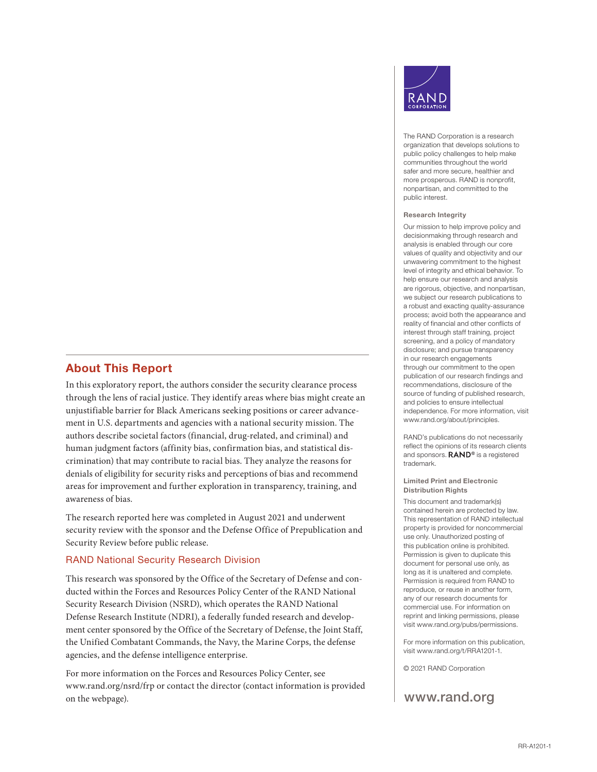## About This Report

In this exploratory report, the authors consider the security clearance process through the lens of racial justice. They identify areas where bias might create an unjustifiable barrier for Black Americans seeking positions or career advancement in U.S. departments and agencies with a national security mission. The authors describe societal factors (financial, drug-related, and criminal) and human judgment factors (affinity bias, confirmation bias, and statistical discrimination) that may contribute to racial bias. They analyze the reasons for denials of eligibility for security risks and perceptions of bias and recommend areas for improvement and further exploration in transparency, training, and awareness of bias.

The research reported here was completed in August 2021 and underwent security review with the sponsor and the Defense Office of Prepublication and Security Review before public release.

### RAND National Security Research Division

This research was sponsored by the Office of the Secretary of Defense and conducted within the Forces and Resources Policy Center of the RAND National Security Research Division (NSRD), which operates the RAND National Defense Research Institute (NDRI), a federally funded research and development center sponsored by the Office of the Secretary of Defense, the Joint Staff, the Unified Combatant Commands, the Navy, the Marine Corps, the defense agencies, and the defense intelligence enterprise.

For more information on the Forces and Resources Policy Center, see www.rand.org/nsrd/frp or contact the director (contact information is provided on the webpage).

RAND CORPORATION

The RAND Corporation is a research organization that develops solutions to public policy challenges to help make communities throughout the world safer and more secure, healthier and more prosperous. RAND is nonprofit, nonpartisan, and committed to the public interest.

**Research Integrity**

Our mission to help improve policy and decisionmaking through research and analysis is enabled through our core values of quality and objectivity and our unwavering commitment to the highest level of integrity and ethical behavior. To help ensure our research and analysis are rigorous, objective, and nonpartisan, we subject our research publications to a robust and exacting quality-assurance process; avoid both the appearance and reality of financial and other conflicts of interest through staff training, project screening, and a policy of mandatory disclosure; and pursue transparency in our research engagements through our commitment to the open publication of our research findings and recommendations, disclosure of the source of funding of published research, and policies to ensure intellectual independence. For more information, visit www.rand.org/about/principles.

RAND's publications do not necessarily reflect the opinions of its research clients and sponsors. RAND® is a registered trademark.

**Limited Print and Electronic Distribution Rights**

This document and trademark(s) contained herein are protected by law. This representation of RAND intellectual property is provided for noncommercial use only. Unauthorized posting of this publication online is prohibited. Permission is given to duplicate this document for personal use only, as long as it is unaltered and complete. Permission is required from RAND to reproduce, or reuse in another form, any of our research documents for commercial use. For information on reprint and linking permissions, please visit www.rand.org/pubs/permissions.

For more information on this publication, visit www.rand.org/t/RRA1201-1.

© 2021 RAND Corporation

www.rand.org

RR-A1201-1